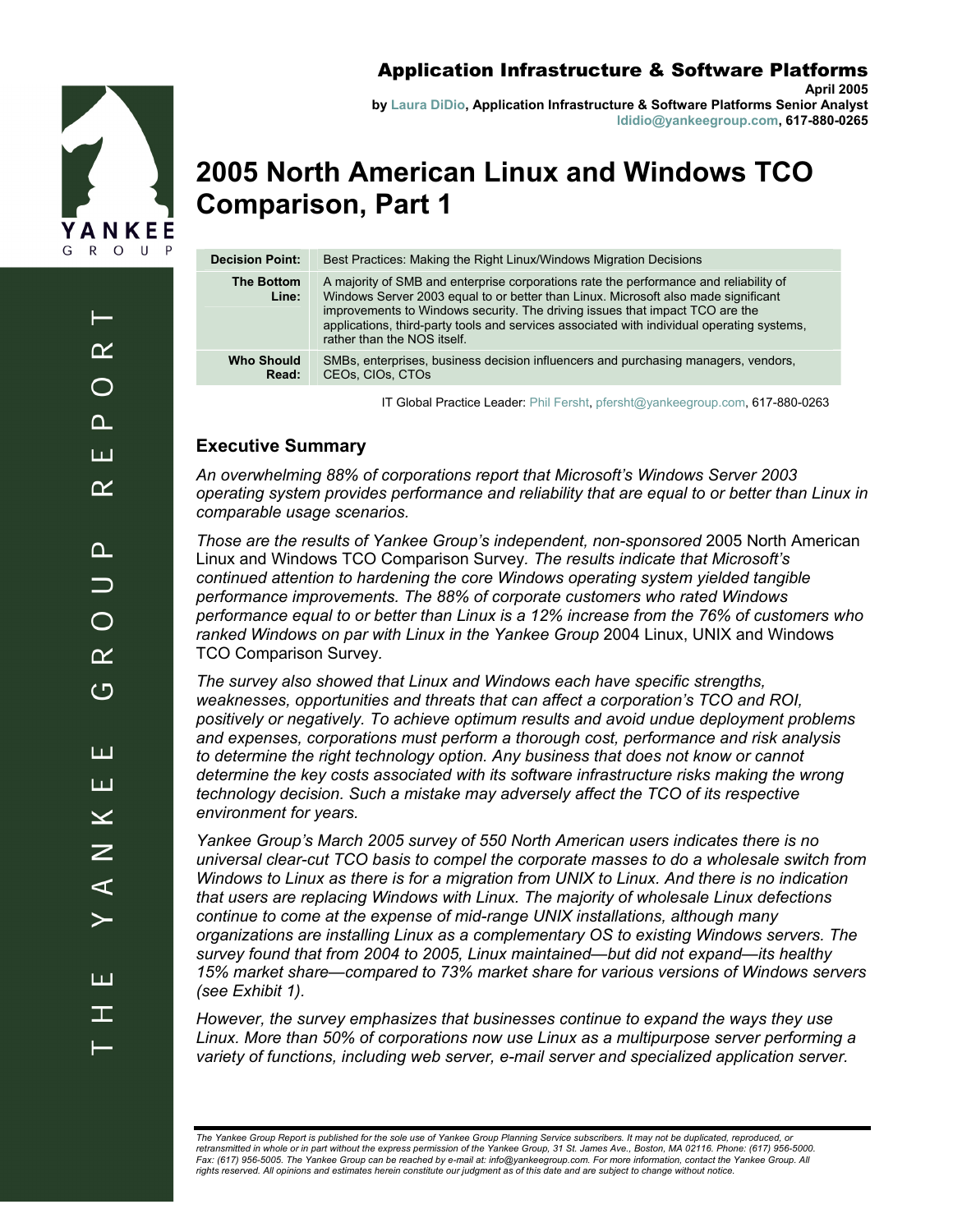# Application Infrastructure & Software Platforms

**April 2005**

**by Laura DiDio, Application Infrastructure & Software Platforms Senior Analyst**
**ldidio@yankeegroup.com, 617-880-0265**

# 2005 North American Linux and Windows TCO Comparison, Part 1

| | |
|---|---|
| **Decision Point:** | Best Practices: Making the Right Linux/Windows Migration Decisions |
| **The Bottom Line:** | A majority of SMB and enterprise corporations rate the performance and reliability of Windows Server 2003 equal to or better than Linux. Microsoft also made significant improvements to Windows security. The driving issues that impact TCO are the applications, third-party tools and services associated with individual operating systems, rather than the NOS itself. |
| **Who Should Read:** | SMBs, enterprises, business decision influencers and purchasing managers, vendors, CEOs, CIOs, CTOs |

IT Global Practice Leader: Phil Fersht, pfersht@yankeegroup.com, 617-880-0263

## Executive Summary

*An overwhelming 88% of corporations report that Microsoft's Windows Server 2003 operating system provides performance and reliability that are equal to or better than Linux in comparable usage scenarios.*

*Those are the results of Yankee Group's independent, non-sponsored* 2005 North American Linux and Windows TCO Comparison Survey*. The results indicate that Microsoft's continued attention to hardening the core Windows operating system yielded tangible performance improvements. The 88% of corporate customers who rated Windows performance equal to or better than Linux is a 12% increase from the 76% of customers who ranked Windows on par with Linux in the Yankee Group* 2004 Linux, UNIX and Windows TCO Comparison Survey*.*

*The survey also showed that Linux and Windows each have specific strengths, weaknesses, opportunities and threats that can affect a corporation's TCO and ROI, positively or negatively. To achieve optimum results and avoid undue deployment problems and expenses, corporations must perform a thorough cost, performance and risk analysis to determine the right technology option. Any business that does not know or cannot determine the key costs associated with its software infrastructure risks making the wrong technology decision. Such a mistake may adversely affect the TCO of its respective environment for years.*

*Yankee Group's March 2005 survey of 550 North American users indicates there is no universal clear-cut TCO basis to compel the corporate masses to do a wholesale switch from Windows to Linux as there is for a migration from UNIX to Linux. And there is no indication that users are replacing Windows with Linux. The majority of wholesale Linux defections continue to come at the expense of mid-range UNIX installations, although many organizations are installing Linux as a complementary OS to existing Windows servers. The survey found that from 2004 to 2005, Linux maintained—but did not expand—its healthy 15% market share—compared to 73% market share for various versions of Windows servers (see Exhibit 1).*

*However, the survey emphasizes that businesses continue to expand the ways they use Linux. More than 50% of corporations now use Linux as a multipurpose server performing a variety of functions, including web server, e-mail server and specialized application server.*

*The Yankee Group Report is published for the sole use of Yankee Group Planning Service subscribers. It may not be duplicated, reproduced, or retransmitted in whole or in part without the express permission of the Yankee Group, 31 St. James Ave., Boston, MA 02116. Phone: (617) 956-5000. Fax: (617) 956-5005. The Yankee Group can be reached by e-mail at: info@yankeegroup.com. For more information, contact the Yankee Group. All rights reserved. All opinions and estimates herein constitute our judgment as of this date and are subject to change without notice.*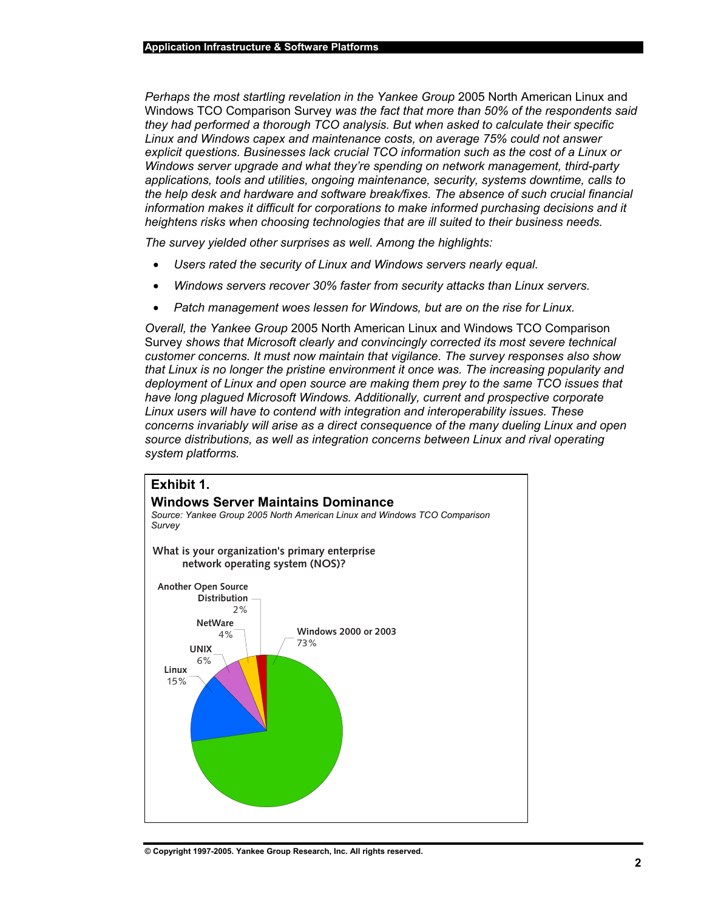*Perhaps the most startling revelation in the Yankee Group* 2005 North American Linux and Windows TCO Comparison Survey *was the fact that more than 50% of the respondents said they had performed a thorough TCO analysis. But when asked to calculate their specific Linux and Windows capex and maintenance costs, on average 75% could not answer explicit questions. Businesses lack crucial TCO information such as the cost of a Linux or Windows server upgrade and what they're spending on network management, third-party applications, tools and utilities, ongoing maintenance, security, systems downtime, calls to the help desk and hardware and software break/fixes. The absence of such crucial financial information makes it difficult for corporations to make informed purchasing decisions and it heightens risks when choosing technologies that are ill suited to their business needs.*

*The survey yielded other surprises as well. Among the highlights:*

- *Users rated the security of Linux and Windows servers nearly equal.*
- *Windows servers recover 30% faster from security attacks than Linux servers.*
- *Patch management woes lessen for Windows, but are on the rise for Linux.*

*Overall, the Yankee Group* 2005 North American Linux and Windows TCO Comparison Survey *shows that Microsoft clearly and convincingly corrected its most severe technical customer concerns. It must now maintain that vigilance. The survey responses also show that Linux is no longer the pristine environment it once was. The increasing popularity and deployment of Linux and open source are making them prey to the same TCO issues that have long plagued Microsoft Windows. Additionally, current and prospective corporate Linux users will have to contend with integration and interoperability issues. These concerns invariably will arise as a direct consequence of the many dueling Linux and open source distributions, as well as integration concerns between Linux and rival operating system platforms.*

**Exhibit 1.**

**Windows Server Maintains Dominance**

*Source: Yankee Group 2005 North American Linux and Windows TCO Comparison Survey*

**What is your organization's primary enterprise network operating system (NOS)?**

| NOS | Share |
|---|---|
| Windows 2000 or 2003 | 73% |
| Linux | 15% |
| UNIX | 6% |
| NetWare | 4% |
| Another Open Source Distribution | 2% |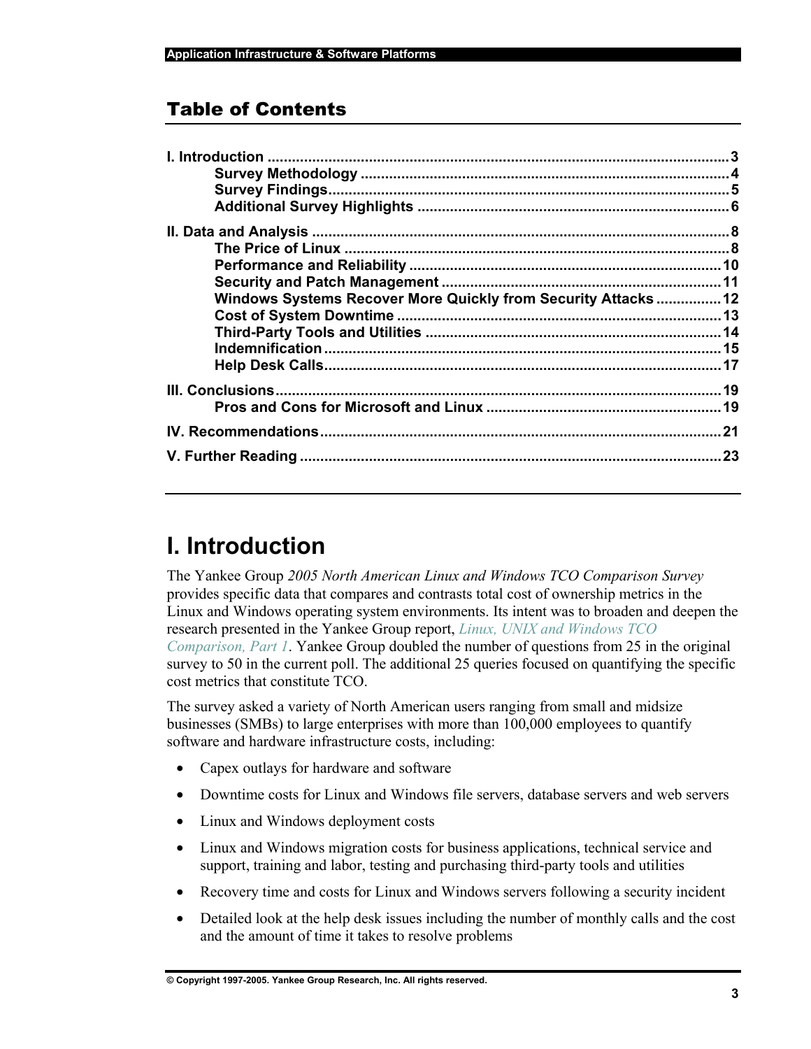## Table of Contents

| | |
|---|---|
| **I. Introduction** | **3** |
| **Survey Methodology** | **4** |
| **Survey Findings** | **5** |
| **Additional Survey Highlights** | **6** |
| **II. Data and Analysis** | **8** |
| **The Price of Linux** | **8** |
| **Performance and Reliability** | **10** |
| **Security and Patch Management** | **11** |
| **Windows Systems Recover More Quickly from Security Attacks** | **12** |
| **Cost of System Downtime** | **13** |
| **Third-Party Tools and Utilities** | **14** |
| **Indemnification** | **15** |
| **Help Desk Calls** | **17** |
| **III. Conclusions** | **19** |
| **Pros and Cons for Microsoft and Linux** | **19** |
| **IV. Recommendations** | **21** |
| **V. Further Reading** | **23** |

# I. Introduction

The Yankee Group *2005 North American Linux and Windows TCO Comparison Survey* provides specific data that compares and contrasts total cost of ownership metrics in the Linux and Windows operating system environments. Its intent was to broaden and deepen the research presented in the Yankee Group report, *Linux, UNIX and Windows TCO Comparison, Part 1*. Yankee Group doubled the number of questions from 25 in the original survey to 50 in the current poll. The additional 25 queries focused on quantifying the specific cost metrics that constitute TCO.

The survey asked a variety of North American users ranging from small and midsize businesses (SMBs) to large enterprises with more than 100,000 employees to quantify software and hardware infrastructure costs, including:

- Capex outlays for hardware and software
- Downtime costs for Linux and Windows file servers, database servers and web servers
- Linux and Windows deployment costs
- Linux and Windows migration costs for business applications, technical service and support, training and labor, testing and purchasing third-party tools and utilities
- Recovery time and costs for Linux and Windows servers following a security incident
- Detailed look at the help desk issues including the number of monthly calls and the cost and the amount of time it takes to resolve problems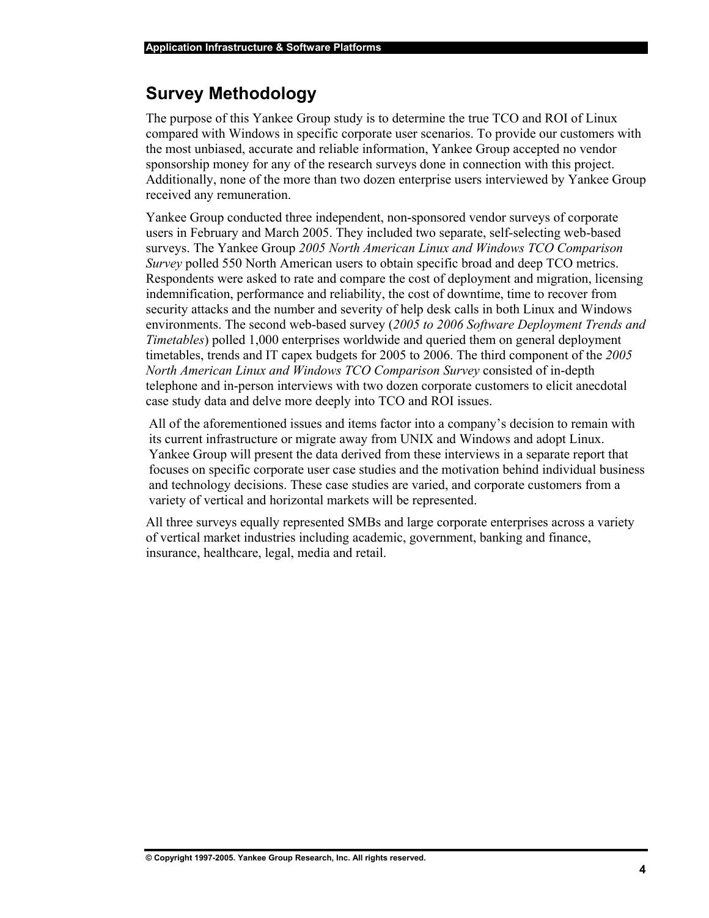## Survey Methodology

The purpose of this Yankee Group study is to determine the true TCO and ROI of Linux compared with Windows in specific corporate user scenarios. To provide our customers with the most unbiased, accurate and reliable information, Yankee Group accepted no vendor sponsorship money for any of the research surveys done in connection with this project. Additionally, none of the more than two dozen enterprise users interviewed by Yankee Group received any remuneration.

Yankee Group conducted three independent, non-sponsored vendor surveys of corporate users in February and March 2005. They included two separate, self-selecting web-based surveys. The Yankee Group *2005 North American Linux and Windows TCO Comparison Survey* polled 550 North American users to obtain specific broad and deep TCO metrics. Respondents were asked to rate and compare the cost of deployment and migration, licensing indemnification, performance and reliability, the cost of downtime, time to recover from security attacks and the number and severity of help desk calls in both Linux and Windows environments. The second web-based survey (*2005 to 2006 Software Deployment Trends and Timetables*) polled 1,000 enterprises worldwide and queried them on general deployment timetables, trends and IT capex budgets for 2005 to 2006. The third component of the *2005 North American Linux and Windows TCO Comparison Survey* consisted of in-depth telephone and in-person interviews with two dozen corporate customers to elicit anecdotal case study data and delve more deeply into TCO and ROI issues.

All of the aforementioned issues and items factor into a company's decision to remain with its current infrastructure or migrate away from UNIX and Windows and adopt Linux. Yankee Group will present the data derived from these interviews in a separate report that focuses on specific corporate user case studies and the motivation behind individual business and technology decisions. These case studies are varied, and corporate customers from a variety of vertical and horizontal markets will be represented.

All three surveys equally represented SMBs and large corporate enterprises across a variety of vertical market industries including academic, government, banking and finance, insurance, healthcare, legal, media and retail.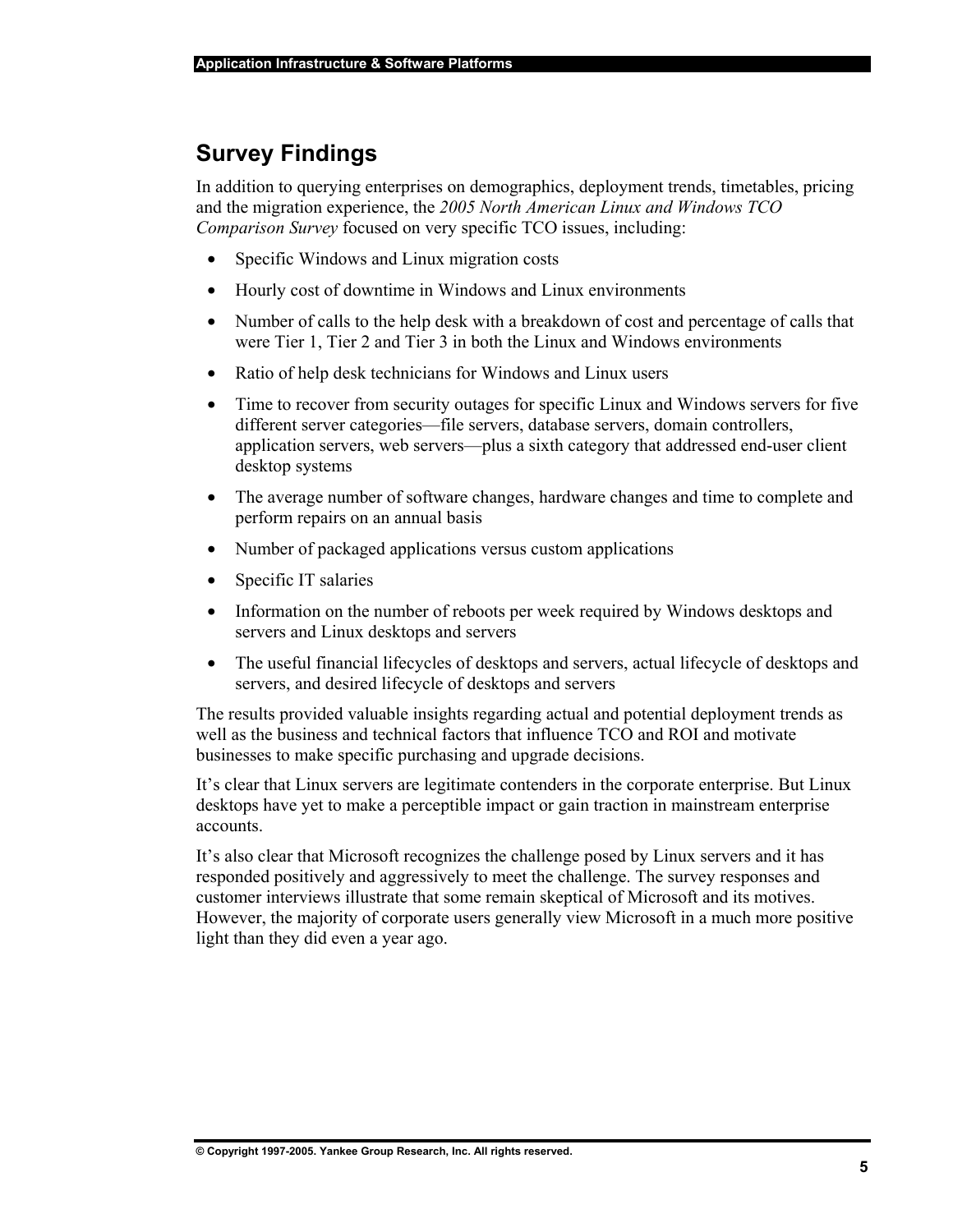## Survey Findings

In addition to querying enterprises on demographics, deployment trends, timetables, pricing and the migration experience, the *2005 North American Linux and Windows TCO Comparison Survey* focused on very specific TCO issues, including:

- Specific Windows and Linux migration costs
- Hourly cost of downtime in Windows and Linux environments
- Number of calls to the help desk with a breakdown of cost and percentage of calls that were Tier 1, Tier 2 and Tier 3 in both the Linux and Windows environments
- Ratio of help desk technicians for Windows and Linux users
- Time to recover from security outages for specific Linux and Windows servers for five different server categories—file servers, database servers, domain controllers, application servers, web servers—plus a sixth category that addressed end-user client desktop systems
- The average number of software changes, hardware changes and time to complete and perform repairs on an annual basis
- Number of packaged applications versus custom applications
- Specific IT salaries
- Information on the number of reboots per week required by Windows desktops and servers and Linux desktops and servers
- The useful financial lifecycles of desktops and servers, actual lifecycle of desktops and servers, and desired lifecycle of desktops and servers

The results provided valuable insights regarding actual and potential deployment trends as well as the business and technical factors that influence TCO and ROI and motivate businesses to make specific purchasing and upgrade decisions.

It's clear that Linux servers are legitimate contenders in the corporate enterprise. But Linux desktops have yet to make a perceptible impact or gain traction in mainstream enterprise accounts.

It's also clear that Microsoft recognizes the challenge posed by Linux servers and it has responded positively and aggressively to meet the challenge. The survey responses and customer interviews illustrate that some remain skeptical of Microsoft and its motives. However, the majority of corporate users generally view Microsoft in a much more positive light than they did even a year ago.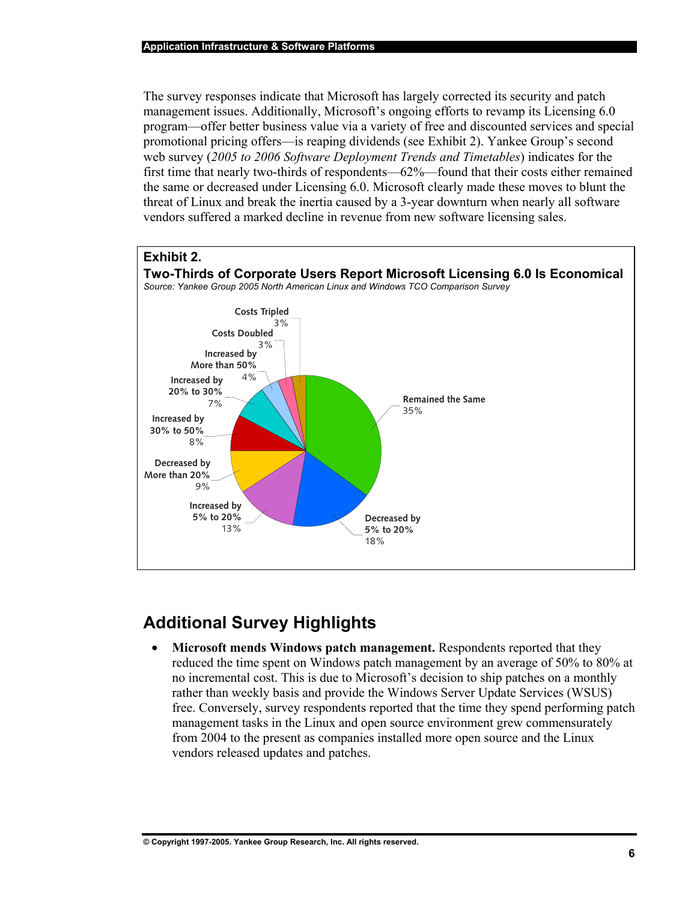The survey responses indicate that Microsoft has largely corrected its security and patch management issues. Additionally, Microsoft's ongoing efforts to revamp its Licensing 6.0 program—offer better business value via a variety of free and discounted services and special promotional pricing offers—is reaping dividends (see Exhibit 2). Yankee Group's second web survey (*2005 to 2006 Software Deployment Trends and Timetables*) indicates for the first time that nearly two-thirds of respondents—62%—found that their costs either remained the same or decreased under Licensing 6.0. Microsoft clearly made these moves to blunt the threat of Linux and break the inertia caused by a 3-year downturn when nearly all software vendors suffered a marked decline in revenue from new software licensing sales.

**Exhibit 2.**

**Two-Thirds of Corporate Users Report Microsoft Licensing 6.0 Is Economical**

*Source: Yankee Group 2005 North American Linux and Windows TCO Comparison Survey*

| Response | Percentage |
|---|---|
| Remained the Same | 35% |
| Decreased by 5% to 20% | 18% |
| Increased by 5% to 20% | 13% |
| Decreased by More than 20% | 9% |
| Increased by 30% to 50% | 8% |
| Increased by 20% to 30% | 7% |
| Increased by More than 50% | 4% |
| Costs Doubled | 3% |
| Costs Tripled | 3% |

## Additional Survey Highlights

- **Microsoft mends Windows patch management.** Respondents reported that they reduced the time spent on Windows patch management by an average of 50% to 80% at no incremental cost. This is due to Microsoft's decision to ship patches on a monthly rather than weekly basis and provide the Windows Server Update Services (WSUS) free. Conversely, survey respondents reported that the time they spend performing patch management tasks in the Linux and open source environment grew commensurately from 2004 to the present as companies installed more open source and the Linux vendors released updates and patches.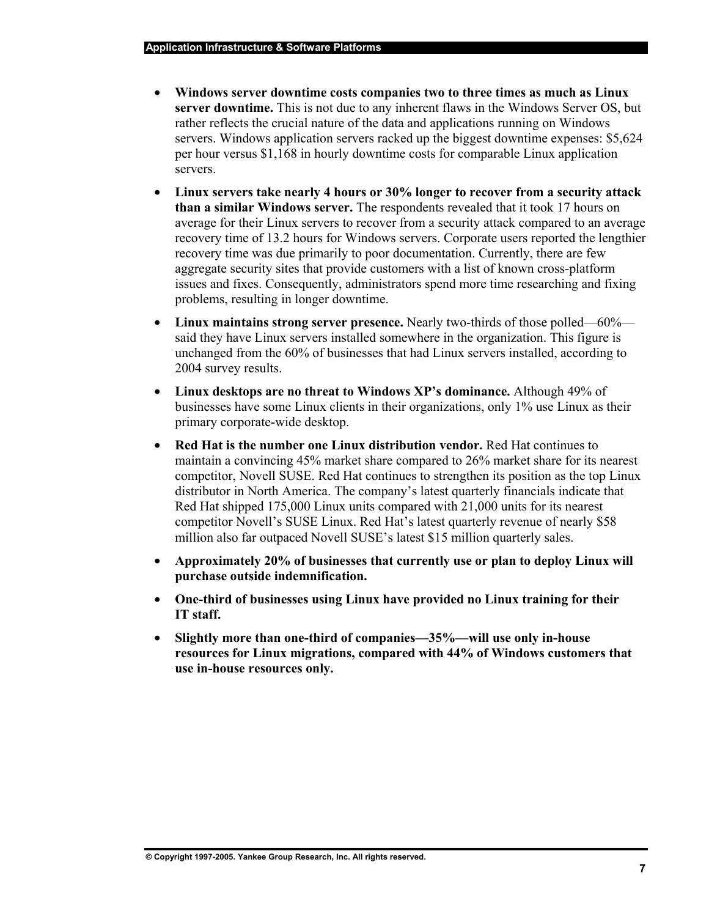- **Windows server downtime costs companies two to three times as much as Linux server downtime.** This is not due to any inherent flaws in the Windows Server OS, but rather reflects the crucial nature of the data and applications running on Windows servers. Windows application servers racked up the biggest downtime expenses: $5,624 per hour versus $1,168 in hourly downtime costs for comparable Linux application servers.
- **Linux servers take nearly 4 hours or 30% longer to recover from a security attack than a similar Windows server.** The respondents revealed that it took 17 hours on average for their Linux servers to recover from a security attack compared to an average recovery time of 13.2 hours for Windows servers. Corporate users reported the lengthier recovery time was due primarily to poor documentation. Currently, there are few aggregate security sites that provide customers with a list of known cross-platform issues and fixes. Consequently, administrators spend more time researching and fixing problems, resulting in longer downtime.
- **Linux maintains strong server presence.** Nearly two-thirds of those polled—60%—said they have Linux servers installed somewhere in the organization. This figure is unchanged from the 60% of businesses that had Linux servers installed, according to 2004 survey results.
- **Linux desktops are no threat to Windows XP's dominance.** Although 49% of businesses have some Linux clients in their organizations, only 1% use Linux as their primary corporate-wide desktop.
- **Red Hat is the number one Linux distribution vendor.** Red Hat continues to maintain a convincing 45% market share compared to 26% market share for its nearest competitor, Novell SUSE. Red Hat continues to strengthen its position as the top Linux distributor in North America. The company's latest quarterly financials indicate that Red Hat shipped 175,000 Linux units compared with 21,000 units for its nearest competitor Novell's SUSE Linux. Red Hat's latest quarterly revenue of nearly $58 million also far outpaced Novell SUSE's latest $15 million quarterly sales.
- **Approximately 20% of businesses that currently use or plan to deploy Linux will purchase outside indemnification.**
- **One-third of businesses using Linux have provided no Linux training for their IT staff.**
- **Slightly more than one-third of companies—35%—will use only in-house resources for Linux migrations, compared with 44% of Windows customers that use in-house resources only.**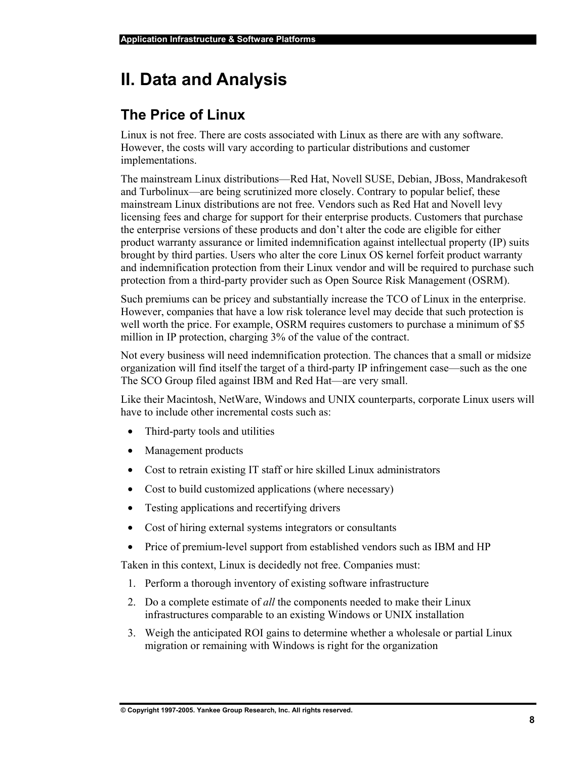# II. Data and Analysis

## The Price of Linux

Linux is not free. There are costs associated with Linux as there are with any software. However, the costs will vary according to particular distributions and customer implementations.

The mainstream Linux distributions—Red Hat, Novell SUSE, Debian, JBoss, Mandrakesoft and Turbolinux—are being scrutinized more closely. Contrary to popular belief, these mainstream Linux distributions are not free. Vendors such as Red Hat and Novell levy licensing fees and charge for support for their enterprise products. Customers that purchase the enterprise versions of these products and don't alter the code are eligible for either product warranty assurance or limited indemnification against intellectual property (IP) suits brought by third parties. Users who alter the core Linux OS kernel forfeit product warranty and indemnification protection from their Linux vendor and will be required to purchase such protection from a third-party provider such as Open Source Risk Management (OSRM).

Such premiums can be pricey and substantially increase the TCO of Linux in the enterprise. However, companies that have a low risk tolerance level may decide that such protection is well worth the price. For example, OSRM requires customers to purchase a minimum of $5 million in IP protection, charging 3% of the value of the contract.

Not every business will need indemnification protection. The chances that a small or midsize organization will find itself the target of a third-party IP infringement case—such as the one The SCO Group filed against IBM and Red Hat—are very small.

Like their Macintosh, NetWare, Windows and UNIX counterparts, corporate Linux users will have to include other incremental costs such as:

- Third-party tools and utilities
- Management products
- Cost to retrain existing IT staff or hire skilled Linux administrators
- Cost to build customized applications (where necessary)
- Testing applications and recertifying drivers
- Cost of hiring external systems integrators or consultants
- Price of premium-level support from established vendors such as IBM and HP

Taken in this context, Linux is decidedly not free. Companies must:

1. Perform a thorough inventory of existing software infrastructure
2. Do a complete estimate of *all* the components needed to make their Linux infrastructures comparable to an existing Windows or UNIX installation
3. Weigh the anticipated ROI gains to determine whether a wholesale or partial Linux migration or remaining with Windows is right for the organization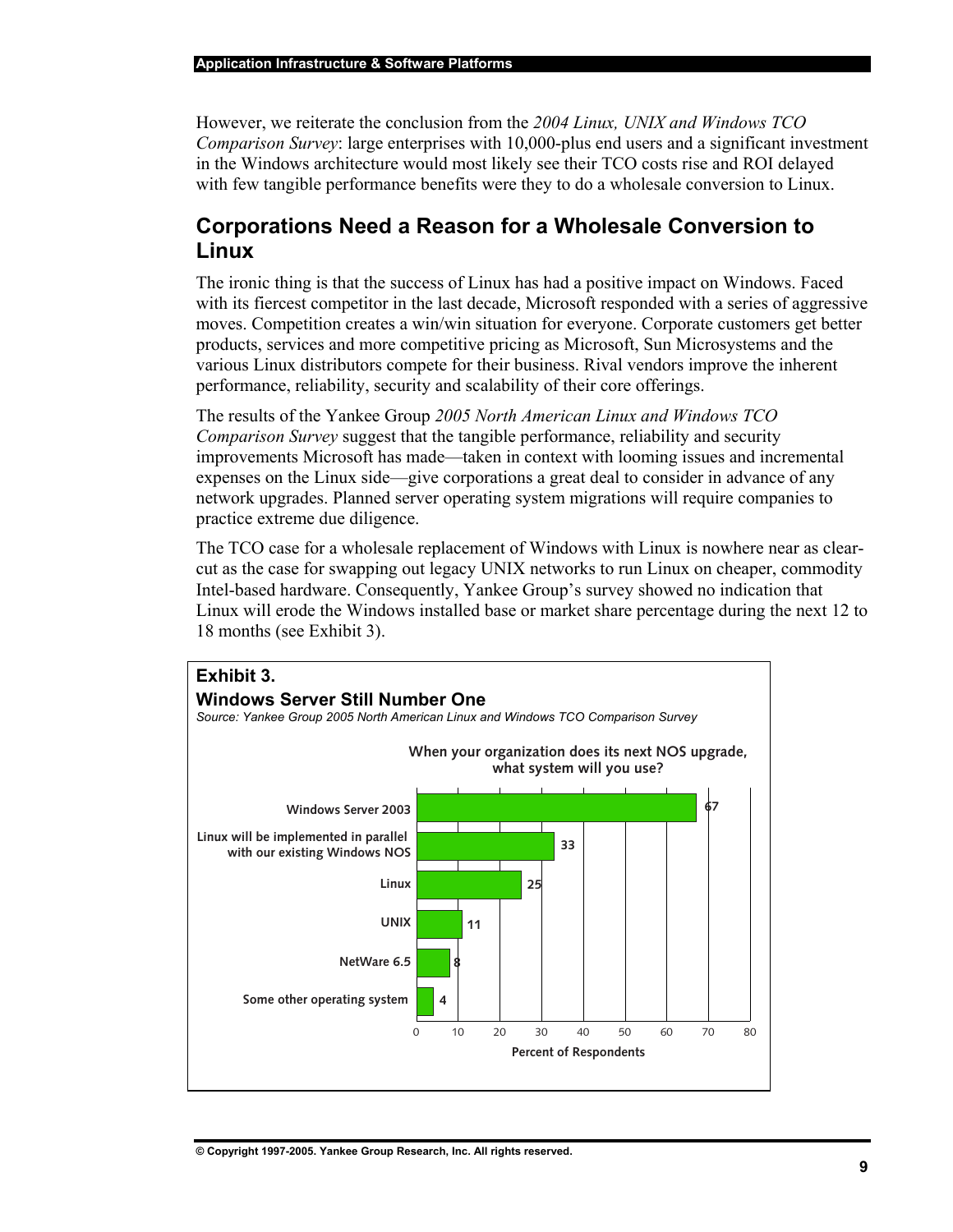However, we reiterate the conclusion from the *2004 Linux, UNIX and Windows TCO Comparison Survey*: large enterprises with 10,000-plus end users and a significant investment in the Windows architecture would most likely see their TCO costs rise and ROI delayed with few tangible performance benefits were they to do a wholesale conversion to Linux.

## Corporations Need a Reason for a Wholesale Conversion to Linux

The ironic thing is that the success of Linux has had a positive impact on Windows. Faced with its fiercest competitor in the last decade, Microsoft responded with a series of aggressive moves. Competition creates a win/win situation for everyone. Corporate customers get better products, services and more competitive pricing as Microsoft, Sun Microsystems and the various Linux distributors compete for their business. Rival vendors improve the inherent performance, reliability, security and scalability of their core offerings.

The results of the Yankee Group *2005 North American Linux and Windows TCO Comparison Survey* suggest that the tangible performance, reliability and security improvements Microsoft has made—taken in context with looming issues and incremental expenses on the Linux side—give corporations a great deal to consider in advance of any network upgrades. Planned server operating system migrations will require companies to practice extreme due diligence.

The TCO case for a wholesale replacement of Windows with Linux is nowhere near as clear-cut as the case for swapping out legacy UNIX networks to run Linux on cheaper, commodity Intel-based hardware. Consequently, Yankee Group's survey showed no indication that Linux will erode the Windows installed base or market share percentage during the next 12 to 18 months (see Exhibit 3).

**Exhibit 3.**
**Windows Server Still Number One**
*Source: Yankee Group 2005 North American Linux and Windows TCO Comparison Survey*

When your organization does its next NOS upgrade, what system will you use?

| System | Percent of Respondents |
|---|---|
| Windows Server 2003 | 67 |
| Linux will be implemented in parallel with our existing Windows NOS | 33 |
| Linux | 25 |
| UNIX | 11 |
| NetWare 6.5 | 8 |
| Some other operating system | 4 |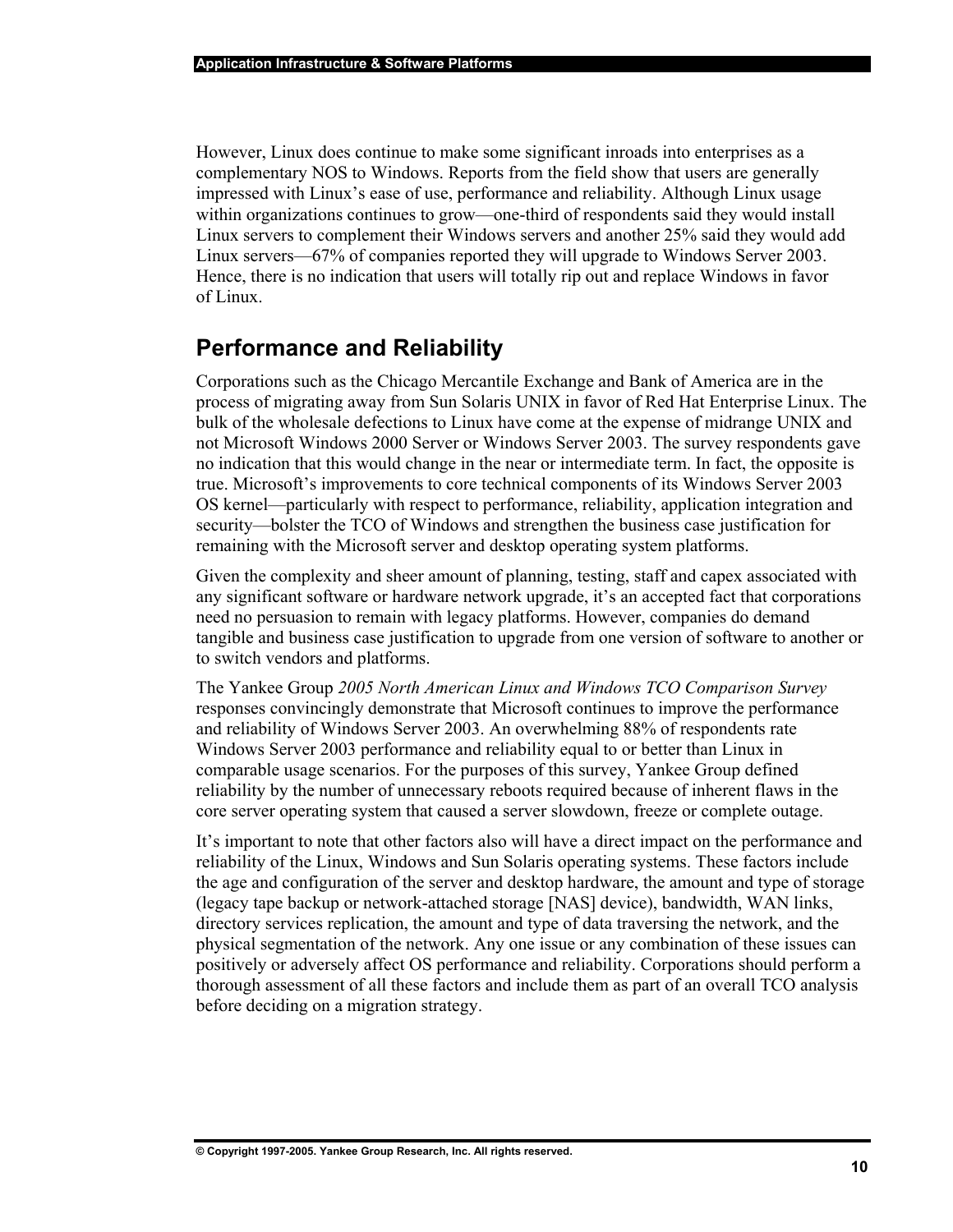However, Linux does continue to make some significant inroads into enterprises as a complementary NOS to Windows. Reports from the field show that users are generally impressed with Linux's ease of use, performance and reliability. Although Linux usage within organizations continues to grow—one-third of respondents said they would install Linux servers to complement their Windows servers and another 25% said they would add Linux servers—67% of companies reported they will upgrade to Windows Server 2003. Hence, there is no indication that users will totally rip out and replace Windows in favor of Linux.

## Performance and Reliability

Corporations such as the Chicago Mercantile Exchange and Bank of America are in the process of migrating away from Sun Solaris UNIX in favor of Red Hat Enterprise Linux. The bulk of the wholesale defections to Linux have come at the expense of midrange UNIX and not Microsoft Windows 2000 Server or Windows Server 2003. The survey respondents gave no indication that this would change in the near or intermediate term. In fact, the opposite is true. Microsoft's improvements to core technical components of its Windows Server 2003 OS kernel—particularly with respect to performance, reliability, application integration and security—bolster the TCO of Windows and strengthen the business case justification for remaining with the Microsoft server and desktop operating system platforms.

Given the complexity and sheer amount of planning, testing, staff and capex associated with any significant software or hardware network upgrade, it's an accepted fact that corporations need no persuasion to remain with legacy platforms. However, companies do demand tangible and business case justification to upgrade from one version of software to another or to switch vendors and platforms.

The Yankee Group *2005 North American Linux and Windows TCO Comparison Survey* responses convincingly demonstrate that Microsoft continues to improve the performance and reliability of Windows Server 2003. An overwhelming 88% of respondents rate Windows Server 2003 performance and reliability equal to or better than Linux in comparable usage scenarios. For the purposes of this survey, Yankee Group defined reliability by the number of unnecessary reboots required because of inherent flaws in the core server operating system that caused a server slowdown, freeze or complete outage.

It's important to note that other factors also will have a direct impact on the performance and reliability of the Linux, Windows and Sun Solaris operating systems. These factors include the age and configuration of the server and desktop hardware, the amount and type of storage (legacy tape backup or network-attached storage [NAS] device), bandwidth, WAN links, directory services replication, the amount and type of data traversing the network, and the physical segmentation of the network. Any one issue or any combination of these issues can positively or adversely affect OS performance and reliability. Corporations should perform a thorough assessment of all these factors and include them as part of an overall TCO analysis before deciding on a migration strategy.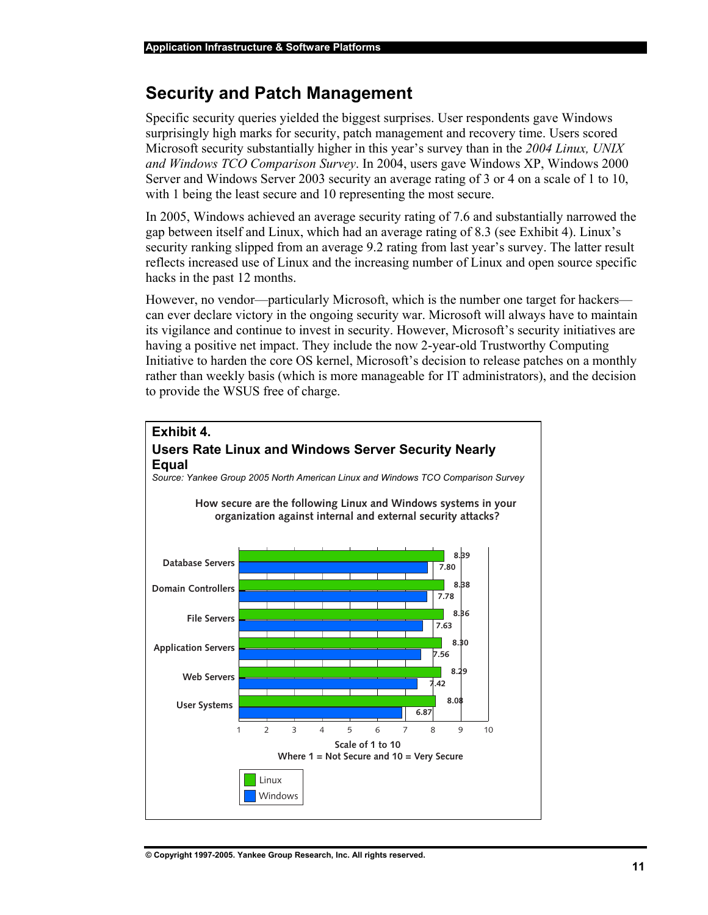## Security and Patch Management

Specific security queries yielded the biggest surprises. User respondents gave Windows surprisingly high marks for security, patch management and recovery time. Users scored Microsoft security substantially higher in this year's survey than in the *2004 Linux, UNIX and Windows TCO Comparison Survey*. In 2004, users gave Windows XP, Windows 2000 Server and Windows Server 2003 security an average rating of 3 or 4 on a scale of 1 to 10, with 1 being the least secure and 10 representing the most secure.

In 2005, Windows achieved an average security rating of 7.6 and substantially narrowed the gap between itself and Linux, which had an average rating of 8.3 (see Exhibit 4). Linux's security ranking slipped from an average 9.2 rating from last year's survey. The latter result reflects increased use of Linux and the increasing number of Linux and open source specific hacks in the past 12 months.

However, no vendor—particularly Microsoft, which is the number one target for hackers—can ever declare victory in the ongoing security war. Microsoft will always have to maintain its vigilance and continue to invest in security. However, Microsoft's security initiatives are having a positive net impact. They include the now 2-year-old Trustworthy Computing Initiative to harden the core OS kernel, Microsoft's decision to release patches on a monthly rather than weekly basis (which is more manageable for IT administrators), and the decision to provide the WSUS free of charge.

**Exhibit 4.**
**Users Rate Linux and Windows Server Security Nearly Equal**
*Source: Yankee Group 2005 North American Linux and Windows TCO Comparison Survey*

**How secure are the following Linux and Windows systems in your organization against internal and external security attacks?**

| System | Linux | Windows |
|---|---|---|
| Database Servers | 8.39 | 7.80 |
| Domain Controllers | 8.38 | 7.78 |
| File Servers | 8.36 | 7.63 |
| Application Servers | 8.30 | 7.56 |
| Web Servers | 8.29 | 7.42 |
| User Systems | 8.08 | 6.87 |

Scale of 1 to 10
Where 1 = Not Secure and 10 = Very Secure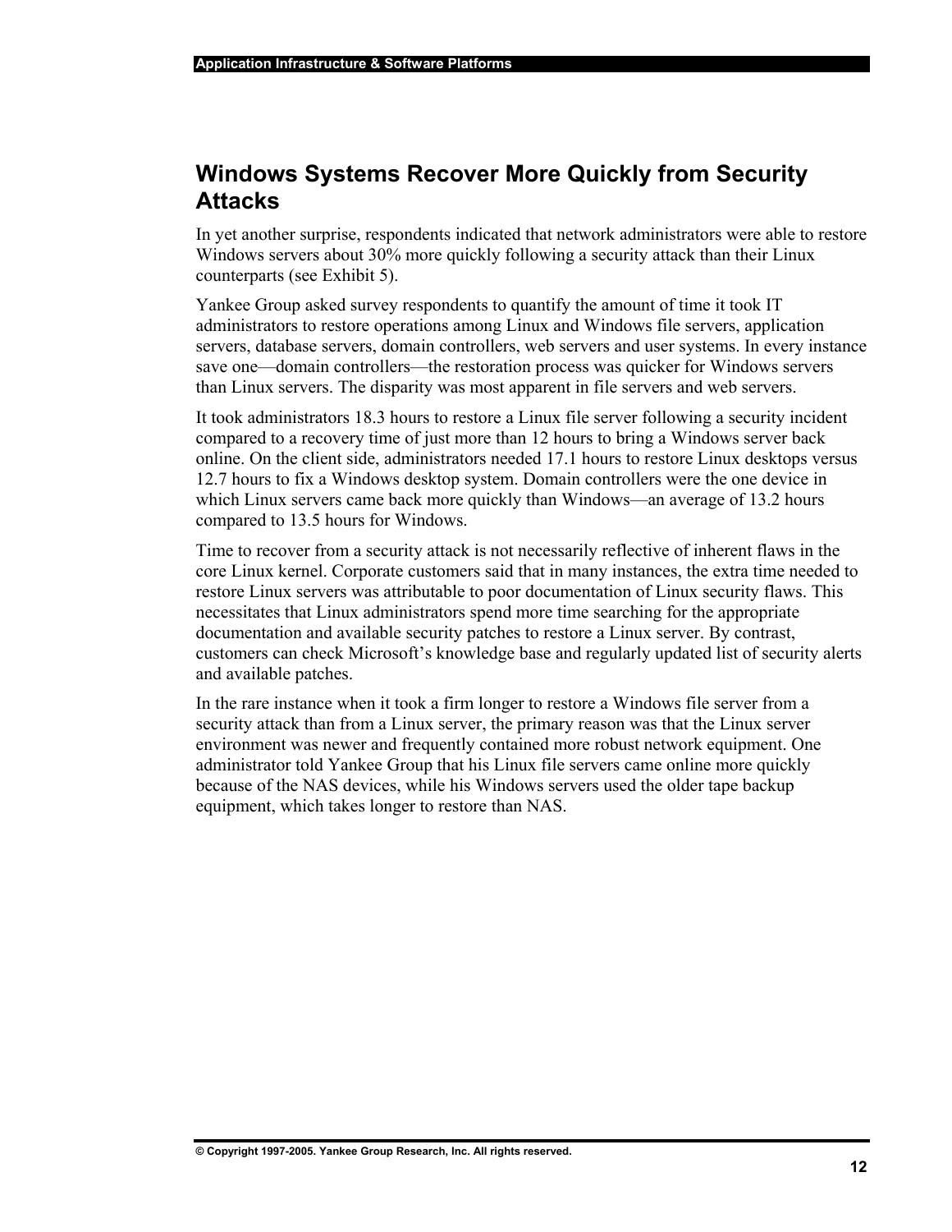## Windows Systems Recover More Quickly from Security Attacks

In yet another surprise, respondents indicated that network administrators were able to restore Windows servers about 30% more quickly following a security attack than their Linux counterparts (see Exhibit 5).

Yankee Group asked survey respondents to quantify the amount of time it took IT administrators to restore operations among Linux and Windows file servers, application servers, database servers, domain controllers, web servers and user systems. In every instance save one—domain controllers—the restoration process was quicker for Windows servers than Linux servers. The disparity was most apparent in file servers and web servers.

It took administrators 18.3 hours to restore a Linux file server following a security incident compared to a recovery time of just more than 12 hours to bring a Windows server back online. On the client side, administrators needed 17.1 hours to restore Linux desktops versus 12.7 hours to fix a Windows desktop system. Domain controllers were the one device in which Linux servers came back more quickly than Windows—an average of 13.2 hours compared to 13.5 hours for Windows.

Time to recover from a security attack is not necessarily reflective of inherent flaws in the core Linux kernel. Corporate customers said that in many instances, the extra time needed to restore Linux servers was attributable to poor documentation of Linux security flaws. This necessitates that Linux administrators spend more time searching for the appropriate documentation and available security patches to restore a Linux server. By contrast, customers can check Microsoft's knowledge base and regularly updated list of security alerts and available patches.

In the rare instance when it took a firm longer to restore a Windows file server from a security attack than from a Linux server, the primary reason was that the Linux server environment was newer and frequently contained more robust network equipment. One administrator told Yankee Group that his Linux file servers came online more quickly because of the NAS devices, while his Windows servers used the older tape backup equipment, which takes longer to restore than NAS.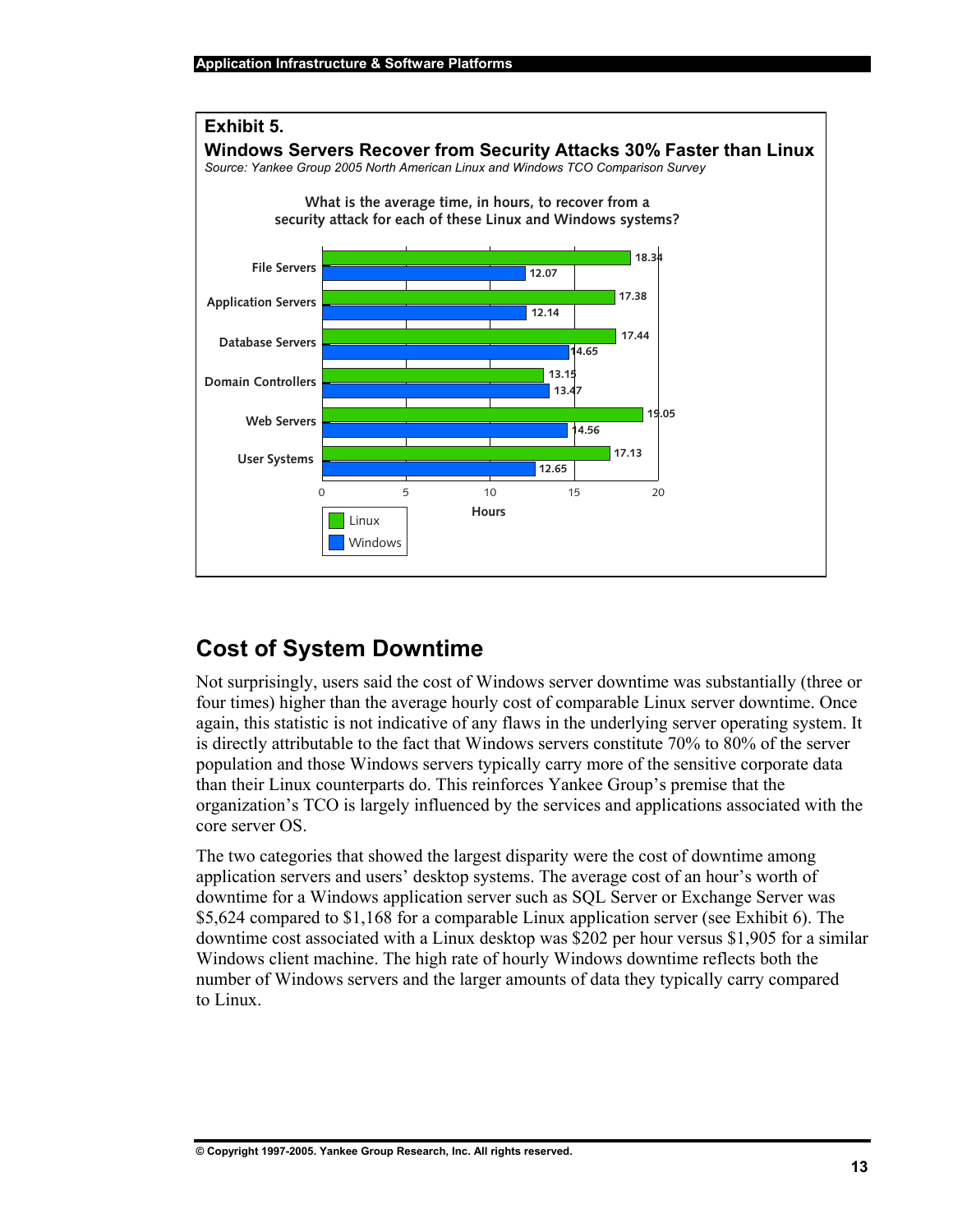**Exhibit 5.**

**Windows Servers Recover from Security Attacks 30% Faster than Linux**

*Source: Yankee Group 2005 North American Linux and Windows TCO Comparison Survey*

What is the average time, in hours, to recover from a security attack for each of these Linux and Windows systems?

| | Linux | Windows |
|---|---|---|
| File Servers | 18.34 | 12.07 |
| Application Servers | 17.38 | 12.14 |
| Database Servers | 17.44 | 14.65 |
| Domain Controllers | 13.15 | 13.47 |
| Web Servers | 19.05 | 14.56 |
| User Systems | 17.13 | 12.65 |

Hours

## Cost of System Downtime

Not surprisingly, users said the cost of Windows server downtime was substantially (three or four times) higher than the average hourly cost of comparable Linux server downtime. Once again, this statistic is not indicative of any flaws in the underlying server operating system. It is directly attributable to the fact that Windows servers constitute 70% to 80% of the server population and those Windows servers typically carry more of the sensitive corporate data than their Linux counterparts do. This reinforces Yankee Group's premise that the organization's TCO is largely influenced by the services and applications associated with the core server OS.

The two categories that showed the largest disparity were the cost of downtime among application servers and users' desktop systems. The average cost of an hour's worth of downtime for a Windows application server such as SQL Server or Exchange Server was $5,624 compared to $1,168 for a comparable Linux application server (see Exhibit 6). The downtime cost associated with a Linux desktop was $202 per hour versus $1,905 for a similar Windows client machine. The high rate of hourly Windows downtime reflects both the number of Windows servers and the larger amounts of data they typically carry compared to Linux.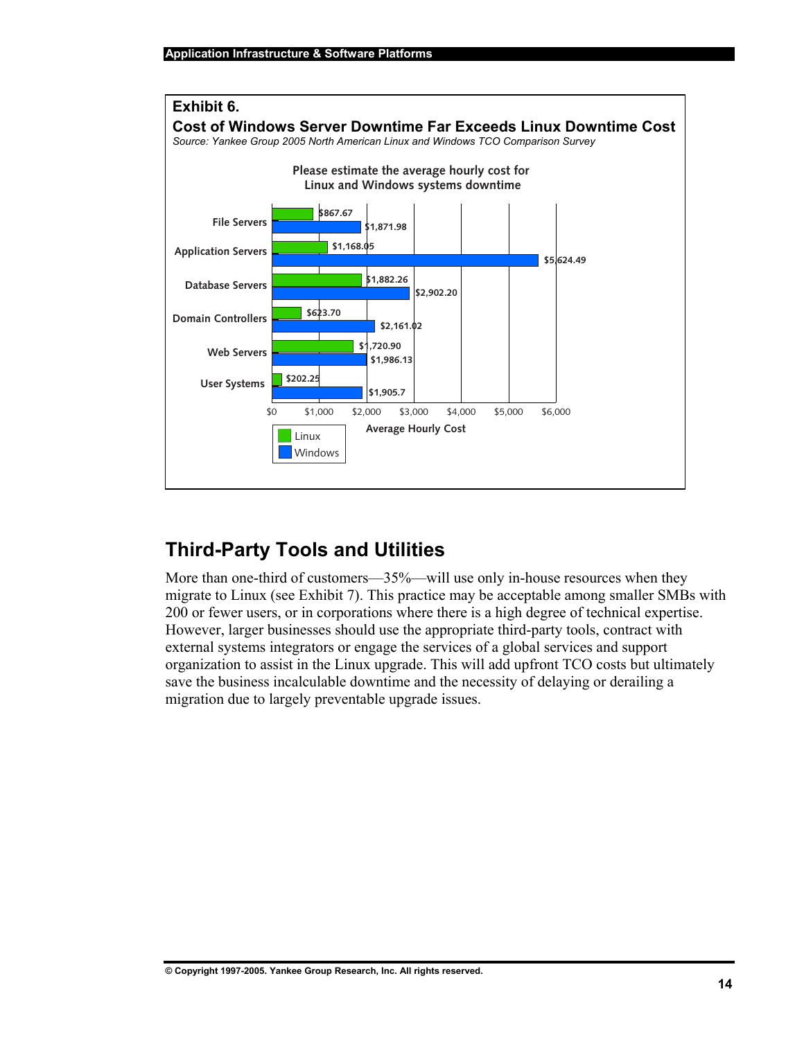**Exhibit 6.**

**Cost of Windows Server Downtime Far Exceeds Linux Downtime Cost**

*Source: Yankee Group 2005 North American Linux and Windows TCO Comparison Survey*

Please estimate the average hourly cost for Linux and Windows systems downtime

| | Linux | Windows |
|---|---|---|
| File Servers | $867.67 | $1,871.98 |
| Application Servers | $1,168.05 | $5,624.49 |
| Database Servers | $1,882.26 | $2,902.20 |
| Domain Controllers | $623.70 | $2,161.02 |
| Web Servers | $1,720.90 | $1,986.13 |
| User Systems | $202.25 | $1,905.7 |

Average Hourly Cost

## Third-Party Tools and Utilities

More than one-third of customers—35%—will use only in-house resources when they migrate to Linux (see Exhibit 7). This practice may be acceptable among smaller SMBs with 200 or fewer users, or in corporations where there is a high degree of technical expertise. However, larger businesses should use the appropriate third-party tools, contract with external systems integrators or engage the services of a global services and support organization to assist in the Linux upgrade. This will add upfront TCO costs but ultimately save the business incalculable downtime and the necessity of delaying or derailing a migration due to largely preventable upgrade issues.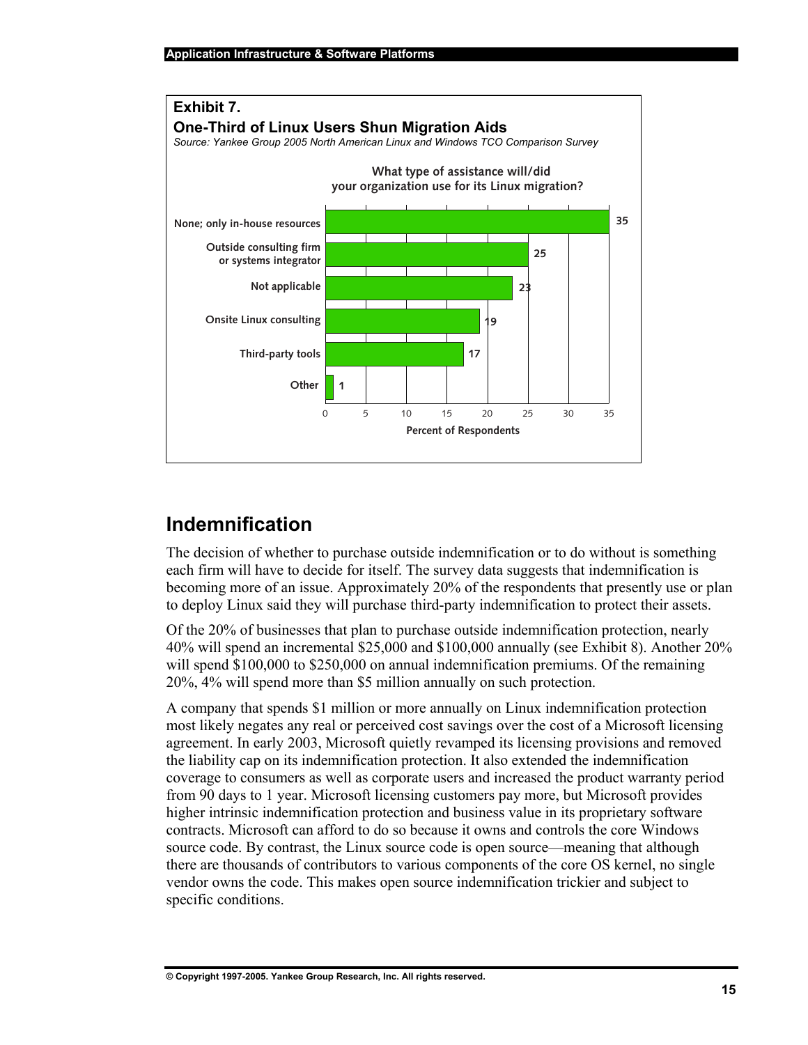**Exhibit 7.**

**One-Third of Linux Users Shun Migration Aids**

*Source: Yankee Group 2005 North American Linux and Windows TCO Comparison Survey*

What type of assistance will/did your organization use for its Linux migration?

| Type of assistance | Percent of Respondents |
|---|---|
| None; only in-house resources | 35 |
| Outside consulting firm or systems integrator | 25 |
| Not applicable | 23 |
| Onsite Linux consulting | 19 |
| Third-party tools | 17 |
| Other | 1 |

## Indemnification

The decision of whether to purchase outside indemnification or to do without is something each firm will have to decide for itself. The survey data suggests that indemnification is becoming more of an issue. Approximately 20% of the respondents that presently use or plan to deploy Linux said they will purchase third-party indemnification to protect their assets.

Of the 20% of businesses that plan to purchase outside indemnification protection, nearly 40% will spend an incremental $25,000 and $100,000 annually (see Exhibit 8). Another 20% will spend $100,000 to $250,000 on annual indemnification premiums. Of the remaining 20%, 4% will spend more than $5 million annually on such protection.

A company that spends $1 million or more annually on Linux indemnification protection most likely negates any real or perceived cost savings over the cost of a Microsoft licensing agreement. In early 2003, Microsoft quietly revamped its licensing provisions and removed the liability cap on its indemnification protection. It also extended the indemnification coverage to consumers as well as corporate users and increased the product warranty period from 90 days to 1 year. Microsoft licensing customers pay more, but Microsoft provides higher intrinsic indemnification protection and business value in its proprietary software contracts. Microsoft can afford to do so because it owns and controls the core Windows source code. By contrast, the Linux source code is open source—meaning that although there are thousands of contributors to various components of the core OS kernel, no single vendor owns the code. This makes open source indemnification trickier and subject to specific conditions.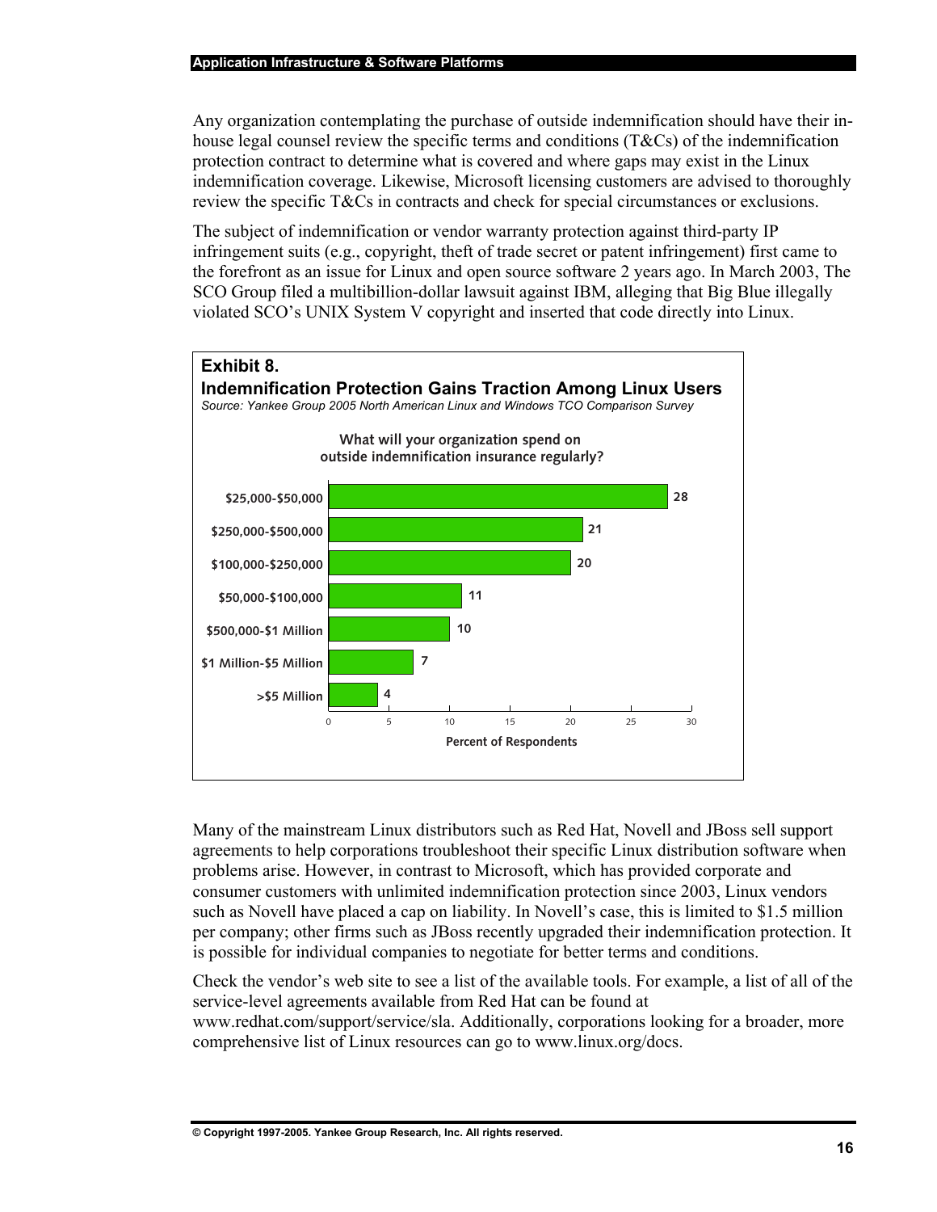Any organization contemplating the purchase of outside indemnification should have their in-house legal counsel review the specific terms and conditions (T&Cs) of the indemnification protection contract to determine what is covered and where gaps may exist in the Linux indemnification coverage. Likewise, Microsoft licensing customers are advised to thoroughly review the specific T&Cs in contracts and check for special circumstances or exclusions.

The subject of indemnification or vendor warranty protection against third-party IP infringement suits (e.g., copyright, theft of trade secret or patent infringement) first came to the forefront as an issue for Linux and open source software 2 years ago. In March 2003, The SCO Group filed a multibillion-dollar lawsuit against IBM, alleging that Big Blue illegally violated SCO's UNIX System V copyright and inserted that code directly into Linux.

**Exhibit 8.**
**Indemnification Protection Gains Traction Among Linux Users**
*Source: Yankee Group 2005 North American Linux and Windows TCO Comparison Survey*

**What will your organization spend on outside indemnification insurance regularly?**

| Spend | Percent of Respondents |
|---|---|
| $25,000-$50,000 | 28 |
| $250,000-$500,000 | 21 |
| $100,000-$250,000 | 20 |
| $50,000-$100,000 | 11 |
| $500,000-$1 Million | 10 |
| $1 Million-$5 Million | 7 |
| >$5 Million | 4 |

Many of the mainstream Linux distributors such as Red Hat, Novell and JBoss sell support agreements to help corporations troubleshoot their specific Linux distribution software when problems arise. However, in contrast to Microsoft, which has provided corporate and consumer customers with unlimited indemnification protection since 2003, Linux vendors such as Novell have placed a cap on liability. In Novell's case, this is limited to $1.5 million per company; other firms such as JBoss recently upgraded their indemnification protection. It is possible for individual companies to negotiate for better terms and conditions.

Check the vendor's web site to see a list of the available tools. For example, a list of all of the service-level agreements available from Red Hat can be found at www.redhat.com/support/service/sla. Additionally, corporations looking for a broader, more comprehensive list of Linux resources can go to www.linux.org/docs.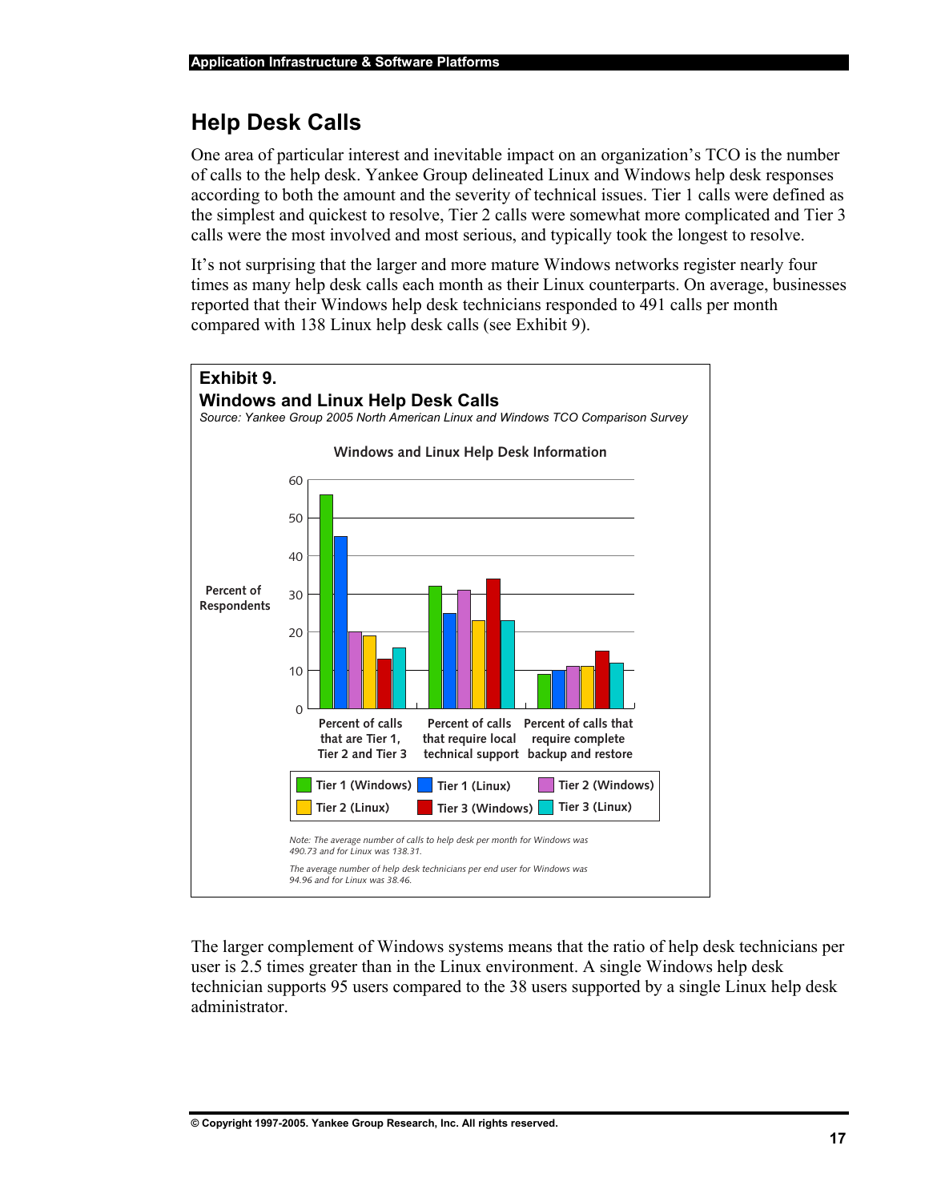## Help Desk Calls

One area of particular interest and inevitable impact on an organization's TCO is the number of calls to the help desk. Yankee Group delineated Linux and Windows help desk responses according to both the amount and the severity of technical issues. Tier 1 calls were defined as the simplest and quickest to resolve, Tier 2 calls were somewhat more complicated and Tier 3 calls were the most involved and most serious, and typically took the longest to resolve.

It's not surprising that the larger and more mature Windows networks register nearly four times as many help desk calls each month as their Linux counterparts. On average, businesses reported that their Windows help desk technicians responded to 491 calls per month compared with 138 Linux help desk calls (see Exhibit 9).

**Exhibit 9.**
**Windows and Linux Help Desk Calls**
*Source: Yankee Group 2005 North American Linux and Windows TCO Comparison Survey*

**Windows and Linux Help Desk Information**

Percent of Respondents

| | Tier 1 (Windows) | Tier 1 (Linux) | Tier 2 (Windows) | Tier 2 (Linux) | Tier 3 (Windows) | Tier 3 (Linux) |
|---|---|---|---|---|---|---|
| Percent of calls that are Tier 1, Tier 2 and Tier 3 | 56 | 45 | 20 | 19 | 13 | 16 |
| Percent of calls that require local technical support | 32 | 25 | 31 | 23 | 34 | 23 |
| Percent of calls that require complete backup and restore | 9 | 10 | 11 | 11 | 15 | 12 |

*Note: The average number of calls to help desk per month for Windows was 490.73 and for Linux was 138.31.*

*The average number of help desk technicians per end user for Windows was 94.96 and for Linux was 38.46.*

The larger complement of Windows systems means that the ratio of help desk technicians per user is 2.5 times greater than in the Linux environment. A single Windows help desk technician supports 95 users compared to the 38 users supported by a single Linux help desk administrator.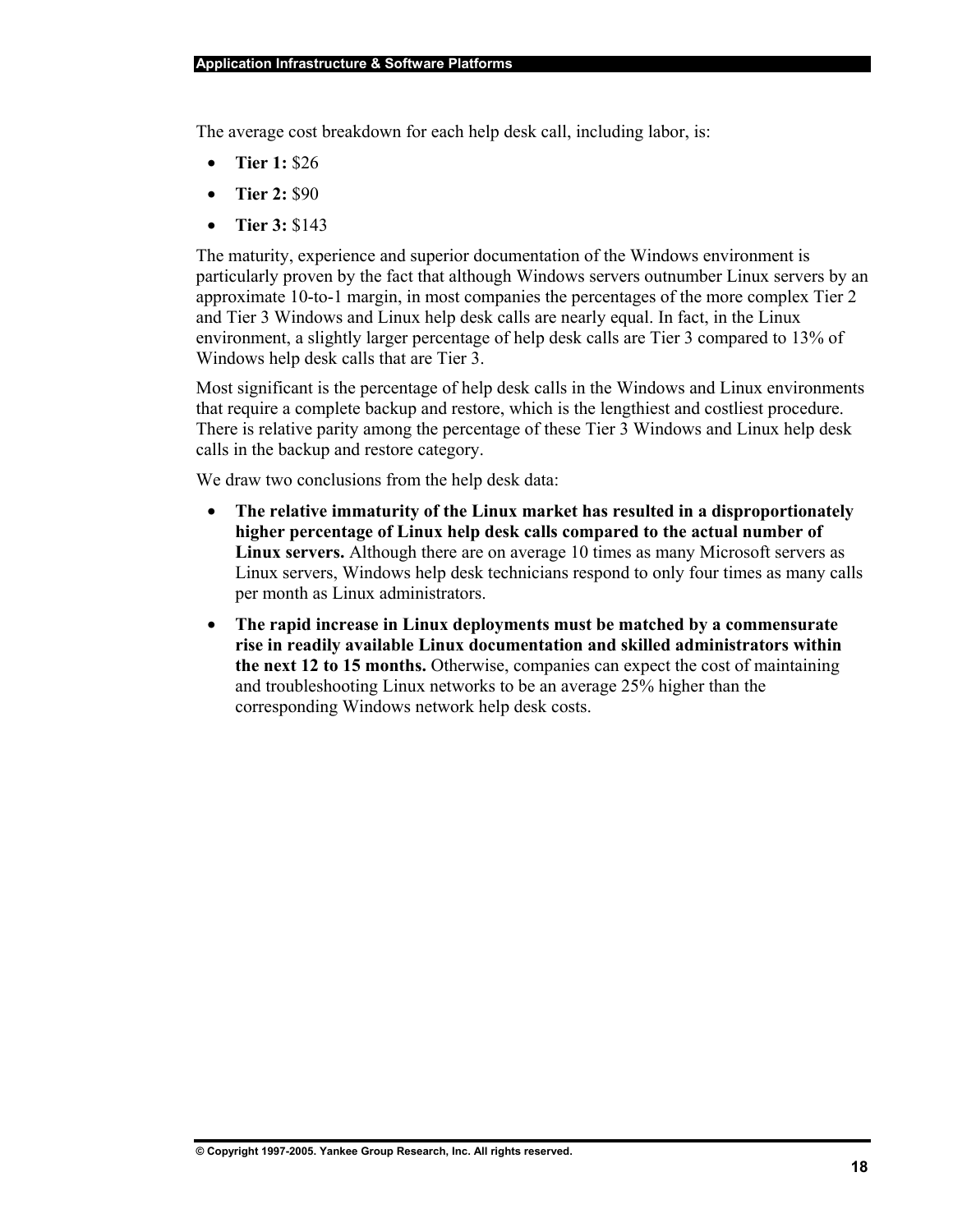The average cost breakdown for each help desk call, including labor, is:

- **Tier 1:** $26
- **Tier 2:** $90
- **Tier 3:** $143

The maturity, experience and superior documentation of the Windows environment is particularly proven by the fact that although Windows servers outnumber Linux servers by an approximate 10-to-1 margin, in most companies the percentages of the more complex Tier 2 and Tier 3 Windows and Linux help desk calls are nearly equal. In fact, in the Linux environment, a slightly larger percentage of help desk calls are Tier 3 compared to 13% of Windows help desk calls that are Tier 3.

Most significant is the percentage of help desk calls in the Windows and Linux environments that require a complete backup and restore, which is the lengthiest and costliest procedure. There is relative parity among the percentage of these Tier 3 Windows and Linux help desk calls in the backup and restore category.

We draw two conclusions from the help desk data:

- **The relative immaturity of the Linux market has resulted in a disproportionately higher percentage of Linux help desk calls compared to the actual number of Linux servers.** Although there are on average 10 times as many Microsoft servers as Linux servers, Windows help desk technicians respond to only four times as many calls per month as Linux administrators.
- **The rapid increase in Linux deployments must be matched by a commensurate rise in readily available Linux documentation and skilled administrators within the next 12 to 15 months.** Otherwise, companies can expect the cost of maintaining and troubleshooting Linux networks to be an average 25% higher than the corresponding Windows network help desk costs.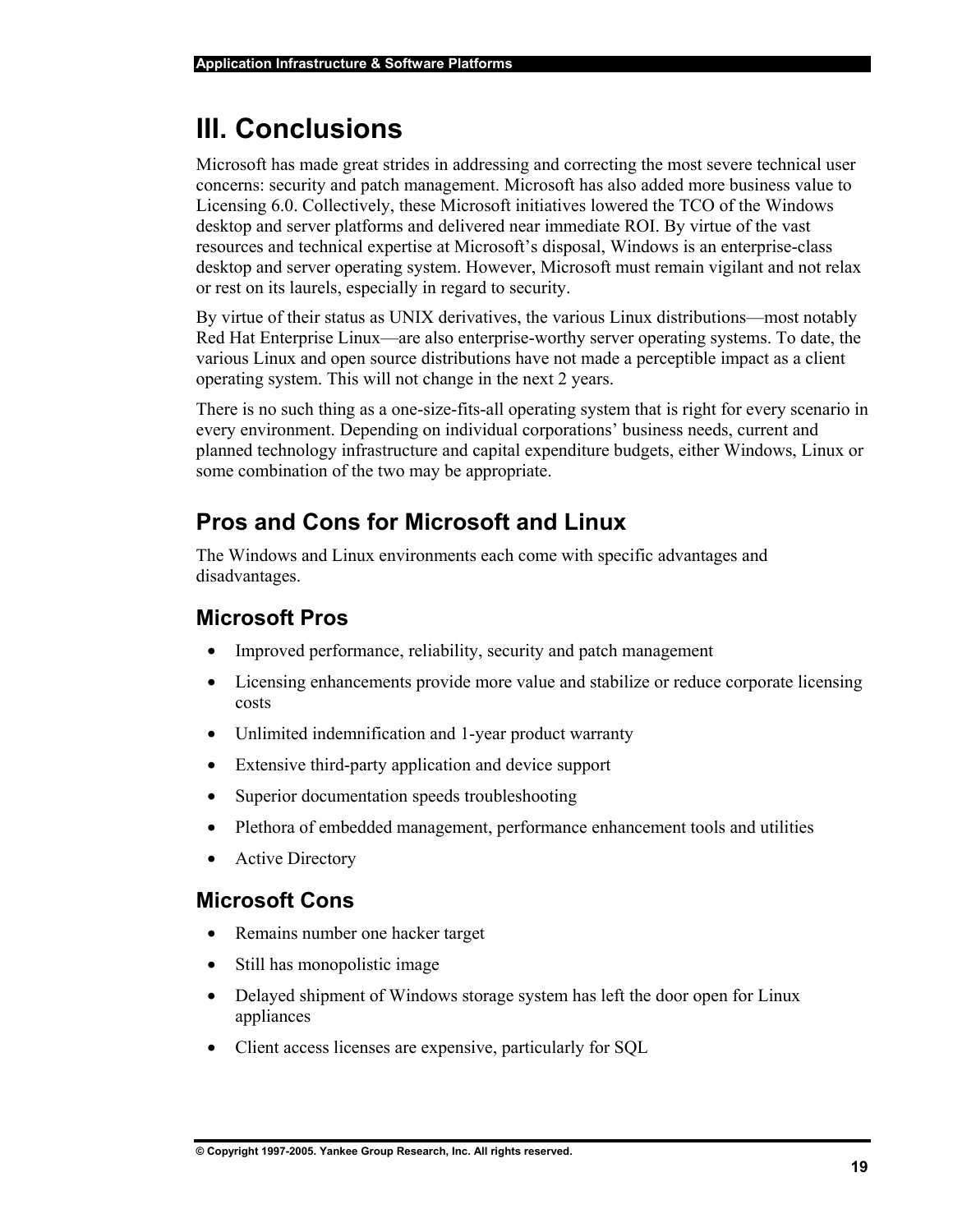# III. Conclusions

Microsoft has made great strides in addressing and correcting the most severe technical user concerns: security and patch management. Microsoft has also added more business value to Licensing 6.0. Collectively, these Microsoft initiatives lowered the TCO of the Windows desktop and server platforms and delivered near immediate ROI. By virtue of the vast resources and technical expertise at Microsoft's disposal, Windows is an enterprise-class desktop and server operating system. However, Microsoft must remain vigilant and not relax or rest on its laurels, especially in regard to security.

By virtue of their status as UNIX derivatives, the various Linux distributions—most notably Red Hat Enterprise Linux—are also enterprise-worthy server operating systems. To date, the various Linux and open source distributions have not made a perceptible impact as a client operating system. This will not change in the next 2 years.

There is no such thing as a one-size-fits-all operating system that is right for every scenario in every environment. Depending on individual corporations' business needs, current and planned technology infrastructure and capital expenditure budgets, either Windows, Linux or some combination of the two may be appropriate.

## Pros and Cons for Microsoft and Linux

The Windows and Linux environments each come with specific advantages and disadvantages.

### Microsoft Pros

- Improved performance, reliability, security and patch management
- Licensing enhancements provide more value and stabilize or reduce corporate licensing costs
- Unlimited indemnification and 1-year product warranty
- Extensive third-party application and device support
- Superior documentation speeds troubleshooting
- Plethora of embedded management, performance enhancement tools and utilities
- Active Directory

### Microsoft Cons

- Remains number one hacker target
- Still has monopolistic image
- Delayed shipment of Windows storage system has left the door open for Linux appliances
- Client access licenses are expensive, particularly for SQL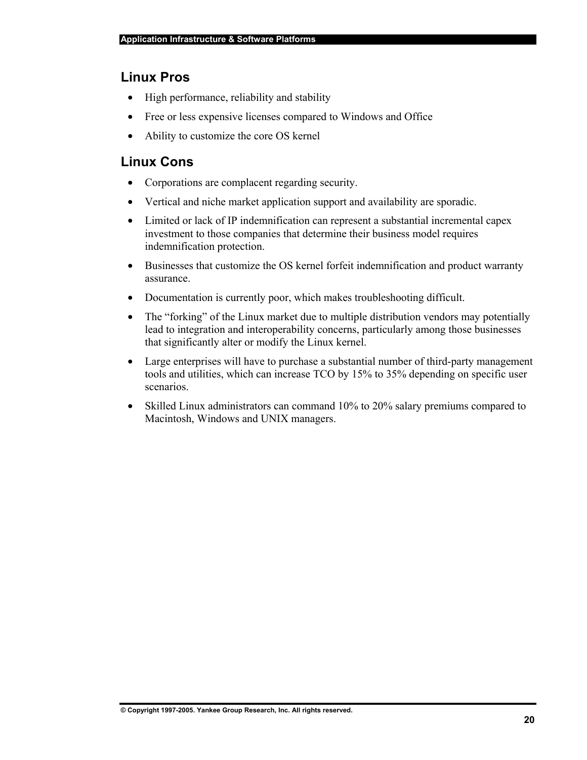## Linux Pros

- High performance, reliability and stability
- Free or less expensive licenses compared to Windows and Office
- Ability to customize the core OS kernel

## Linux Cons

- Corporations are complacent regarding security.
- Vertical and niche market application support and availability are sporadic.
- Limited or lack of IP indemnification can represent a substantial incremental capex investment to those companies that determine their business model requires indemnification protection.
- Businesses that customize the OS kernel forfeit indemnification and product warranty assurance.
- Documentation is currently poor, which makes troubleshooting difficult.
- The "forking" of the Linux market due to multiple distribution vendors may potentially lead to integration and interoperability concerns, particularly among those businesses that significantly alter or modify the Linux kernel.
- Large enterprises will have to purchase a substantial number of third-party management tools and utilities, which can increase TCO by 15% to 35% depending on specific user scenarios.
- Skilled Linux administrators can command 10% to 20% salary premiums compared to Macintosh, Windows and UNIX managers.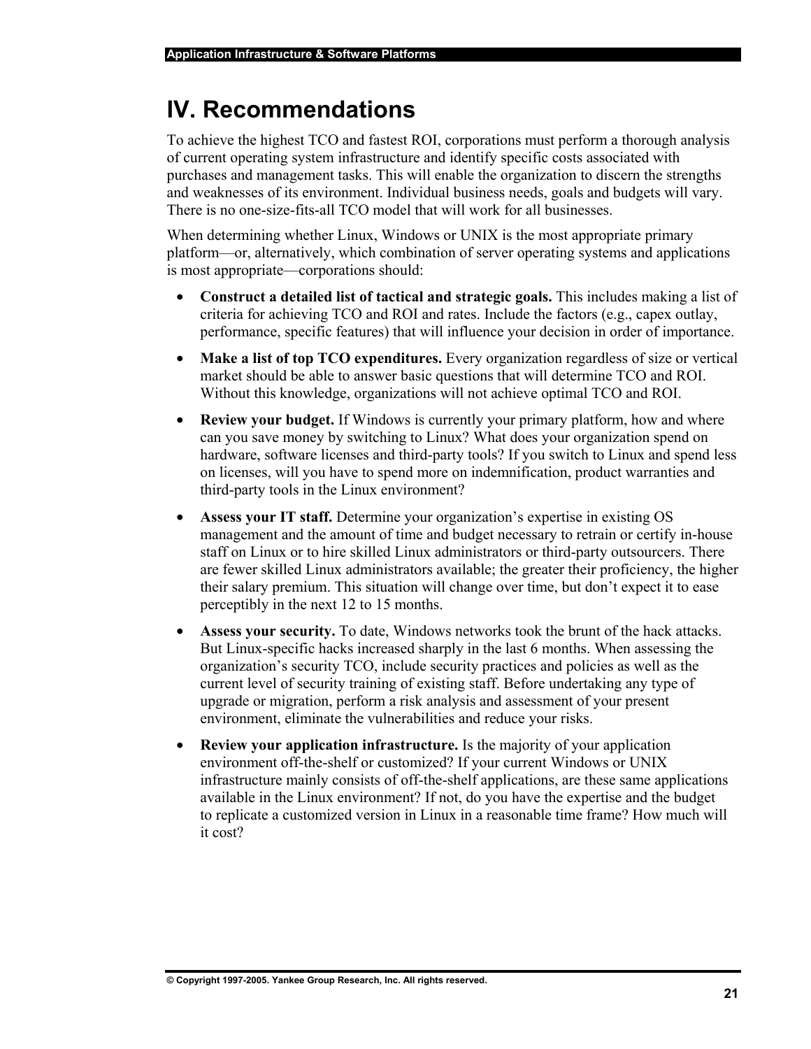# IV. Recommendations

To achieve the highest TCO and fastest ROI, corporations must perform a thorough analysis of current operating system infrastructure and identify specific costs associated with purchases and management tasks. This will enable the organization to discern the strengths and weaknesses of its environment. Individual business needs, goals and budgets will vary. There is no one-size-fits-all TCO model that will work for all businesses.

When determining whether Linux, Windows or UNIX is the most appropriate primary platform—or, alternatively, which combination of server operating systems and applications is most appropriate—corporations should:

- **Construct a detailed list of tactical and strategic goals.** This includes making a list of criteria for achieving TCO and ROI and rates. Include the factors (e.g., capex outlay, performance, specific features) that will influence your decision in order of importance.
- **Make a list of top TCO expenditures.** Every organization regardless of size or vertical market should be able to answer basic questions that will determine TCO and ROI. Without this knowledge, organizations will not achieve optimal TCO and ROI.
- **Review your budget.** If Windows is currently your primary platform, how and where can you save money by switching to Linux? What does your organization spend on hardware, software licenses and third-party tools? If you switch to Linux and spend less on licenses, will you have to spend more on indemnification, product warranties and third-party tools in the Linux environment?
- **Assess your IT staff.** Determine your organization's expertise in existing OS management and the amount of time and budget necessary to retrain or certify in-house staff on Linux or to hire skilled Linux administrators or third-party outsourcers. There are fewer skilled Linux administrators available; the greater their proficiency, the higher their salary premium. This situation will change over time, but don't expect it to ease perceptibly in the next 12 to 15 months.
- **Assess your security.** To date, Windows networks took the brunt of the hack attacks. But Linux-specific hacks increased sharply in the last 6 months. When assessing the organization's security TCO, include security practices and policies as well as the current level of security training of existing staff. Before undertaking any type of upgrade or migration, perform a risk analysis and assessment of your present environment, eliminate the vulnerabilities and reduce your risks.
- **Review your application infrastructure.** Is the majority of your application environment off-the-shelf or customized? If your current Windows or UNIX infrastructure mainly consists of off-the-shelf applications, are these same applications available in the Linux environment? If not, do you have the expertise and the budget to replicate a customized version in Linux in a reasonable time frame? How much will it cost?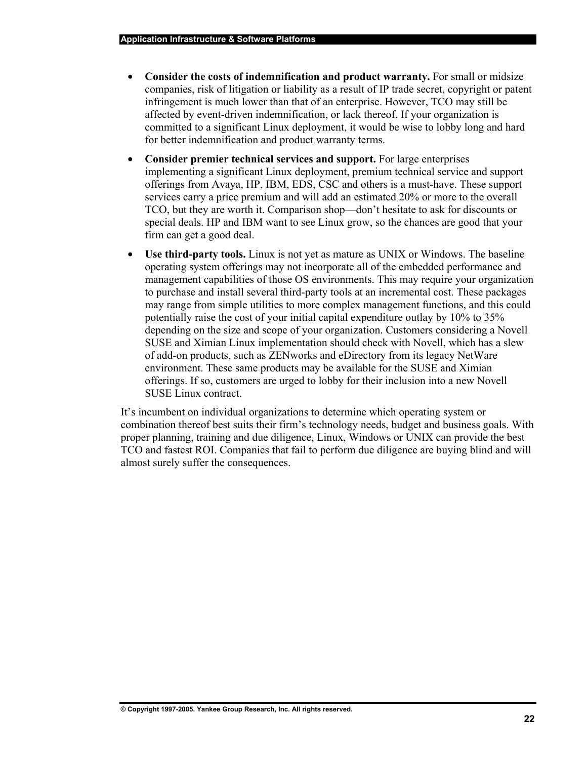- **Consider the costs of indemnification and product warranty.** For small or midsize companies, risk of litigation or liability as a result of IP trade secret, copyright or patent infringement is much lower than that of an enterprise. However, TCO may still be affected by event-driven indemnification, or lack thereof. If your organization is committed to a significant Linux deployment, it would be wise to lobby long and hard for better indemnification and product warranty terms.
- **Consider premier technical services and support.** For large enterprises implementing a significant Linux deployment, premium technical service and support offerings from Avaya, HP, IBM, EDS, CSC and others is a must-have. These support services carry a price premium and will add an estimated 20% or more to the overall TCO, but they are worth it. Comparison shop—don't hesitate to ask for discounts or special deals. HP and IBM want to see Linux grow, so the chances are good that your firm can get a good deal.
- **Use third-party tools.** Linux is not yet as mature as UNIX or Windows. The baseline operating system offerings may not incorporate all of the embedded performance and management capabilities of those OS environments. This may require your organization to purchase and install several third-party tools at an incremental cost. These packages may range from simple utilities to more complex management functions, and this could potentially raise the cost of your initial capital expenditure outlay by 10% to 35% depending on the size and scope of your organization. Customers considering a Novell SUSE and Ximian Linux implementation should check with Novell, which has a slew of add-on products, such as ZENworks and eDirectory from its legacy NetWare environment. These same products may be available for the SUSE and Ximian offerings. If so, customers are urged to lobby for their inclusion into a new Novell SUSE Linux contract.

It's incumbent on individual organizations to determine which operating system or combination thereof best suits their firm's technology needs, budget and business goals. With proper planning, training and due diligence, Linux, Windows or UNIX can provide the best TCO and fastest ROI. Companies that fail to perform due diligence are buying blind and will almost surely suffer the consequences.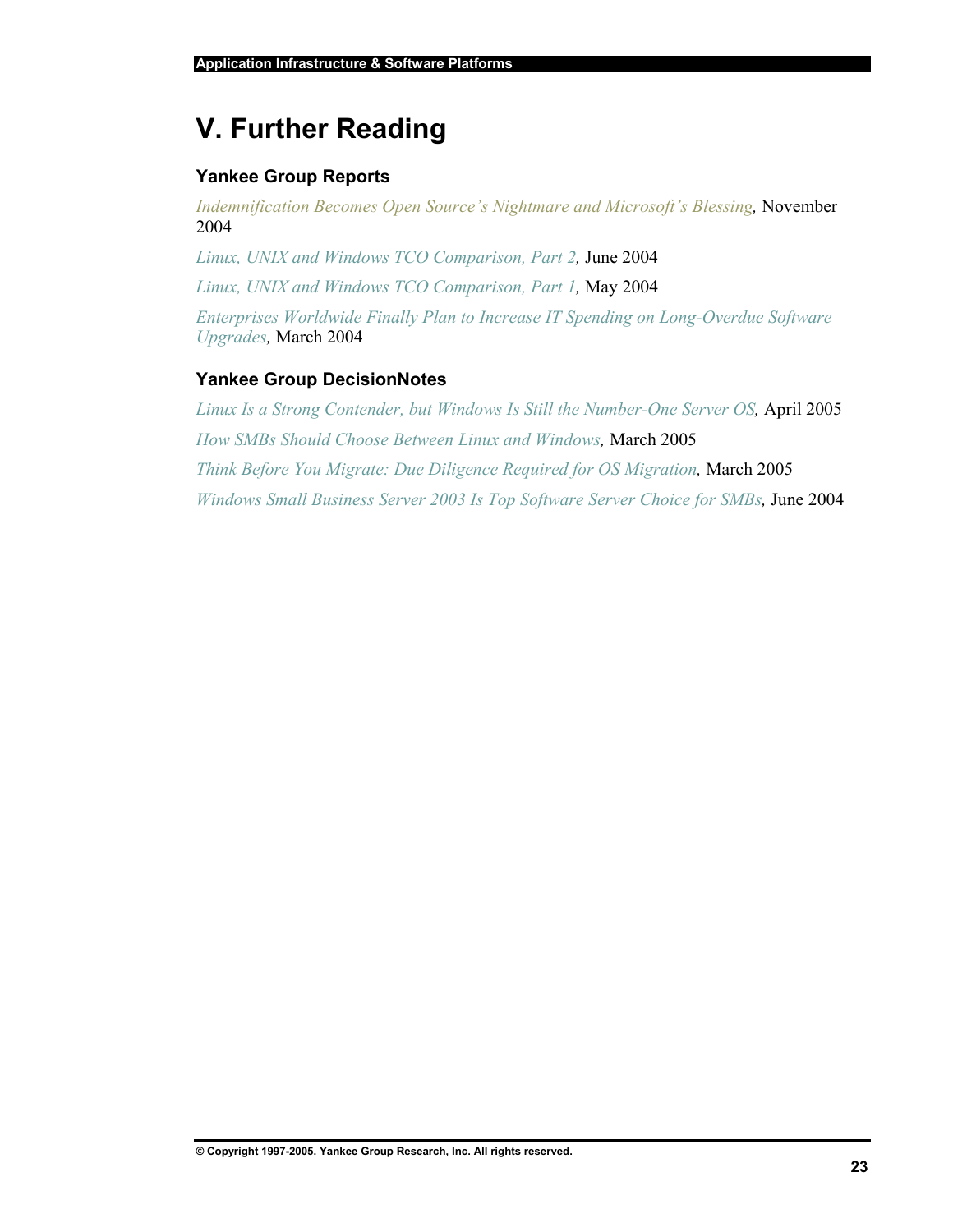# V. Further Reading

### Yankee Group Reports

*Indemnification Becomes Open Source's Nightmare and Microsoft's Blessing,* November 2004

*Linux, UNIX and Windows TCO Comparison, Part 2,* June 2004

*Linux, UNIX and Windows TCO Comparison, Part 1,* May 2004

*Enterprises Worldwide Finally Plan to Increase IT Spending on Long-Overdue Software Upgrades,* March 2004

### Yankee Group DecisionNotes

*Linux Is a Strong Contender, but Windows Is Still the Number-One Server OS,* April 2005

*How SMBs Should Choose Between Linux and Windows,* March 2005

*Think Before You Migrate: Due Diligence Required for OS Migration,* March 2005

*Windows Small Business Server 2003 Is Top Software Server Choice for SMBs,* June 2004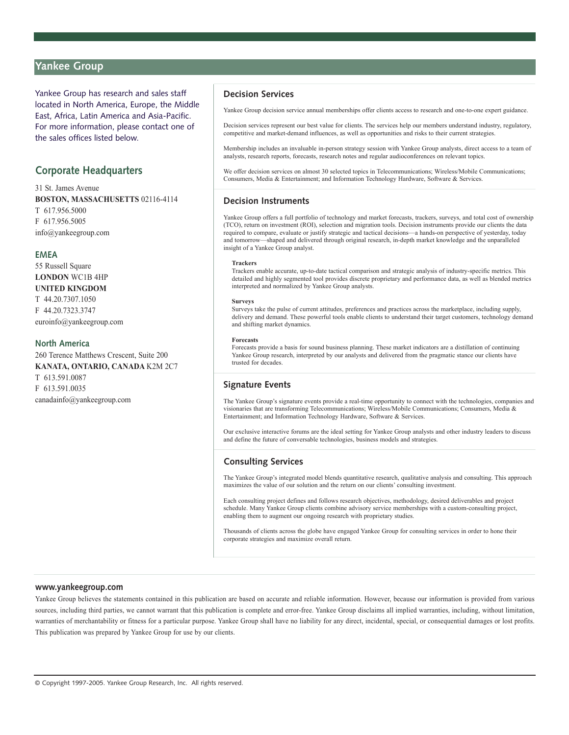## Yankee Group

Yankee Group has research and sales staff located in North America, Europe, the Middle East, Africa, Latin America and Asia-Pacific. For more information, please contact one of the sales offices listed below.

### Corporate Headquarters

31 St. James Avenue
**BOSTON, MASSACHUSETTS** 02116-4114
T 617.956.5000
F 617.956.5005
info@yankeegroup.com

#### EMEA

55 Russell Square
**LONDON** WC1B 4HP
**UNITED KINGDOM**
T 44.20.7307.1050
F 44.20.7323.3747
euroinfo@yankeegroup.com

#### North America

260 Terence Matthews Crescent, Suite 200
**KANATA, ONTARIO, CANADA** K2M 2C7
T 613.591.0087
F 613.591.0035
canadainfo@yankeegroup.com

### Decision Services

Yankee Group decision service annual memberships offer clients access to research and one-to-one expert guidance.

Decision services represent our best value for clients. The services help our members understand industry, regulatory, competitive and market-demand influences, as well as opportunities and risks to their current strategies.

Membership includes an invaluable in-person strategy session with Yankee Group analysts, direct access to a team of analysts, research reports, forecasts, research notes and regular audioconferences on relevant topics.

We offer decision services on almost 30 selected topics in Telecommunications; Wireless/Mobile Communications; Consumers, Media & Entertainment; and Information Technology Hardware, Software & Services.

### Decision Instruments

Yankee Group offers a full portfolio of technology and market forecasts, trackers, surveys, and total cost of ownership (TCO), return on investment (ROI), selection and migration tools. Decision instruments provide our clients the data required to compare, evaluate or justify strategic and tactical decisions—a hands-on perspective of yesterday, today and tomorrow—shaped and delivered through original research, in-depth market knowledge and the unparalleled insight of a Yankee Group analyst.

**Trackers**
Trackers enable accurate, up-to-date tactical comparison and strategic analysis of industry-specific metrics. This detailed and highly segmented tool provides discrete proprietary and performance data, as well as blended metrics interpreted and normalized by Yankee Group analysts.

**Surveys**
Surveys take the pulse of current attitudes, preferences and practices across the marketplace, including supply, delivery and demand. These powerful tools enable clients to understand their target customers, technology demand and shifting market dynamics.

**Forecasts**
Forecasts provide a basis for sound business planning. These market indicators are a distillation of continuing Yankee Group research, interpreted by our analysts and delivered from the pragmatic stance our clients have trusted for decades.

### Signature Events

The Yankee Group's signature events provide a real-time opportunity to connect with the technologies, companies and visionaries that are transforming Telecommunications; Wireless/Mobile Communications; Consumers, Media & Entertainment; and Information Technology Hardware, Software & Services.

Our exclusive interactive forums are the ideal setting for Yankee Group analysts and other industry leaders to discuss and define the future of conversable technologies, business models and strategies.

### Consulting Services

The Yankee Group's integrated model blends quantitative research, qualitative analysis and consulting. This approach maximizes the value of our solution and the return on our clients' consulting investment.

Each consulting project defines and follows research objectives, methodology, desired deliverables and project schedule. Many Yankee Group clients combine advisory service memberships with a custom-consulting project, enabling them to augment our ongoing research with proprietary studies.

Thousands of clients across the globe have engaged Yankee Group for consulting services in order to hone their corporate strategies and maximize overall return.

**www.yankeegroup.com**

Yankee Group believes the statements contained in this publication are based on accurate and reliable information. However, because our information is provided from various sources, including third parties, we cannot warrant that this publication is complete and error-free. Yankee Group disclaims all implied warranties, including, without limitation, warranties of merchantability or fitness for a particular purpose. Yankee Group shall have no liability for any direct, incidental, special, or consequential damages or lost profits. This publication was prepared by Yankee Group for use by our clients.

© Copyright 1997-2005. Yankee Group Research, Inc. All rights reserved.